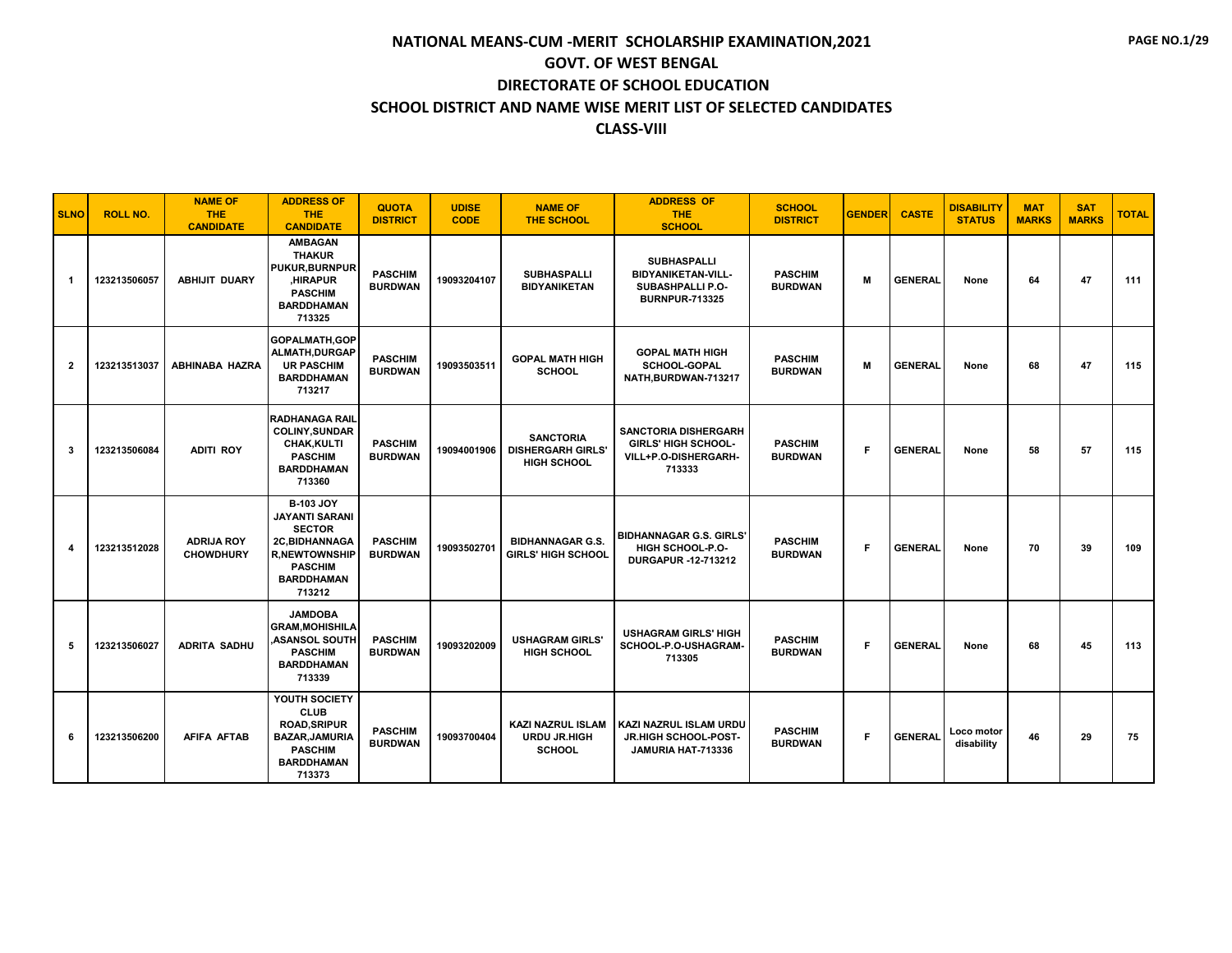# NATIONAL MEANS-CUM -MERIT SCHOLARSHIP EXAMINATION,2021

## GOVT. OF WEST BENGAL

## DIRECTORATE OF SCHOOL EDUCATION

## SCHOOL DISTRICT AND NAME WISE MERIT LIST OF SELECTED CANDIDATES

## CLASS-VIII

| SLNO | ROLL NO. | NAME OF THE CANDIDATE | ADDRESS OF THE CANDIDATE | QUOTA DISTRICT | UDISE CODE | NAME OF THE SCHOOL | ADDRESS OF THE SCHOOL | SCHOOL DISTRICT | GENDER | CASTE | DISABILITY STATUS | MAT MARKS | SAT MARKS | TOTAL |
|---|---|---|---|---|---|---|---|---|---|---|---|---|---|---|
| 1 | 123213506057 | ABHIJIT DUARY | AMBAGAN THAKUR PUKUR,BURNPUR ,HIRAPUR PASCHIM BARDDHAMAN 713325 | PASCHIM BURDWAN | 19093204107 | SUBHASPALLI BIDYANIKETAN | SUBHASPALLI BIDYANIKETAN-VILL-SUBASHPALLI P.O-BURNPUR-713325 | PASCHIM BURDWAN | M | GENERAL | None | 64 | 47 | 111 |
| 2 | 123213513037 | ABHINABA HAZRA | GOPALMATH,GOPALMATH,DURGAPUR PASCHIM BARDDHAMAN 713217 | PASCHIM BURDWAN | 19093503511 | GOPAL MATH HIGH SCHOOL | GOPAL MATH HIGH SCHOOL-GOPAL NATH,BURDWAN-713217 | PASCHIM BURDWAN | M | GENERAL | None | 68 | 47 | 115 |
| 3 | 123213506084 | ADITI ROY | RADHANAGA RAIL COLINY,SUNDAR CHAK,KULTI PASCHIM BARDDHAMAN 713360 | PASCHIM BURDWAN | 19094001906 | SANCTORIA DISHERGARH GIRLS' HIGH SCHOOL | SANCTORIA DISHERGARH GIRLS' HIGH SCHOOL-VILL+P.O-DISHERGARH-713333 | PASCHIM BURDWAN | F | GENERAL | None | 58 | 57 | 115 |
| 4 | 123213512028 | ADRIJA ROY CHOWDHURY | B-103 JOY JAYANTI SARANI SECTOR 2C,BIDHANNAGAR,NEWTOWNSHIP PASCHIM BARDDHAMAN 713212 | PASCHIM BURDWAN | 19093502701 | BIDHANNAGAR G.S. GIRLS' HIGH SCHOOL | BIDHANNAGAR G.S. GIRLS' HIGH SCHOOL-P.O-DURGAPUR -12-713212 | PASCHIM BURDWAN | F | GENERAL | None | 70 | 39 | 109 |
| 5 | 123213506027 | ADRITA SADHU | JAMDOBA GRAM,MOHISHILA ,ASANSOL SOUTH PASCHIM BARDDHAMAN 713339 | PASCHIM BURDWAN | 19093202009 | USHAGRAM GIRLS' HIGH SCHOOL | USHAGRAM GIRLS' HIGH SCHOOL-P.O-USHAGRAM-713305 | PASCHIM BURDWAN | F | GENERAL | None | 68 | 45 | 113 |
| 6 | 123213506200 | AFIFA AFTAB | YOUTH SOCIETY CLUB ROAD,SRIPUR BAZAR,JAMURIA PASCHIM BARDDHAMAN 713373 | PASCHIM BURDWAN | 19093700404 | KAZI NAZRUL ISLAM URDU JR.HIGH SCHOOL | KAZI NAZRUL ISLAM URDU JR.HIGH SCHOOL-POST-JAMURIA HAT-713336 | PASCHIM BURDWAN | F | GENERAL | Loco motor disability | 46 | 29 | 75 |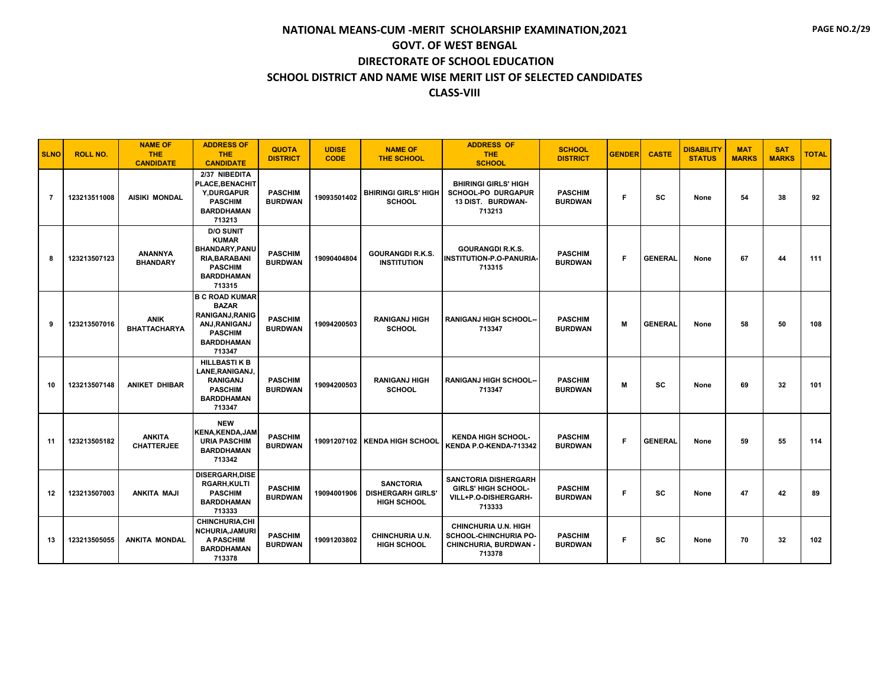# NATIONAL MEANS-CUM -MERIT SCHOLARSHIP EXAMINATION,2021

## GOVT. OF WEST BENGAL

## DIRECTORATE OF SCHOOL EDUCATION

## SCHOOL DISTRICT AND NAME WISE MERIT LIST OF SELECTED CANDIDATES

## CLASS-VIII

| SLNO | ROLL NO. | NAME OF THE CANDIDATE | ADDRESS OF THE CANDIDATE | QUOTA DISTRICT | UDISE CODE | NAME OF THE SCHOOL | ADDRESS OF THE SCHOOL | SCHOOL DISTRICT | GENDER | CASTE | DISABILITY STATUS | MAT MARKS | SAT MARKS | TOTAL |
|---|---|---|---|---|---|---|---|---|---|---|---|---|---|---|
| 7 | 123213511008 | AISIKI MONDAL | 2/37 NIBEDITA PLACE,BENACHITY,DURGAPUR PASCHIM BARDDHAMAN 713213 | PASCHIM BURDWAN | 19093501402 | BHIRINGI GIRLS' HIGH SCHOOL | BHIRINGI GIRLS' HIGH SCHOOL-PO DURGAPUR 13 DIST. BURDWAN-713213 | PASCHIM BURDWAN | F | SC | None | 54 | 38 | 92 |
| 8 | 123213507123 | ANANNYA BHANDARY | D/O SUNIT KUMAR BHANDARY,PANURIA,BARABANI PASCHIM BARDDHAMAN 713315 | PASCHIM BURDWAN | 19090404804 | GOURANGDI R.K.S. INSTITUTION | GOURANGDI R.K.S. INSTITUTION-P.O-PANURIA-713315 | PASCHIM BURDWAN | F | GENERAL | None | 67 | 44 | 111 |
| 9 | 123213507016 | ANIK BHATTACHARYA | B C ROAD KUMAR BAZAR RANIGANJ,RANIGANJ,RANIGANJ PASCHIM BARDDHAMAN 713347 | PASCHIM BURDWAN | 19094200503 | RANIGANJ HIGH SCHOOL | RANIGANJ HIGH SCHOOL--713347 | PASCHIM BURDWAN | M | GENERAL | None | 58 | 50 | 108 |
| 10 | 123213507148 | ANIKET DHIBAR | HILLBASTI K B LANE,RANIGANJ,RANIGANJ PASCHIM BARDDHAMAN 713347 | PASCHIM BURDWAN | 19094200503 | RANIGANJ HIGH SCHOOL | RANIGANJ HIGH SCHOOL--713347 | PASCHIM BURDWAN | M | SC | None | 69 | 32 | 101 |
| 11 | 123213505182 | ANKITA CHATTERJEE | NEW KENA,KENDA,JAMURIA PASCHIM BARDDHAMAN 713342 | PASCHIM BURDWAN | 19091207102 | KENDA HIGH SCHOOL | KENDA HIGH SCHOOL-KENDA P.O-KENDA-713342 | PASCHIM BURDWAN | F | GENERAL | None | 59 | 55 | 114 |
| 12 | 123213507003 | ANKITA MAJI | DISERGARH,DISERGARH,KULTI PASCHIM BARDDHAMAN 713333 | PASCHIM BURDWAN | 19094001906 | SANCTORIA DISHERGARH GIRLS' HIGH SCHOOL | SANCTORIA DISHERGARH GIRLS' HIGH SCHOOL-VILL+P.O-DISHERGARH-713333 | PASCHIM BURDWAN | F | SC | None | 47 | 42 | 89 |
| 13 | 123213505055 | ANKITA MONDAL | CHINCHURIA,CHINCHURIA,JAMURIA PASCHIM BARDDHAMAN 713378 | PASCHIM BURDWAN | 19091203802 | CHINCHURIA U.N. HIGH SCHOOL | CHINCHURIA U.N. HIGH SCHOOL-CHINCHURIA PO-CHINCHURIA, BURDWAN - 713378 | PASCHIM BURDWAN | F | SC | None | 70 | 32 | 102 |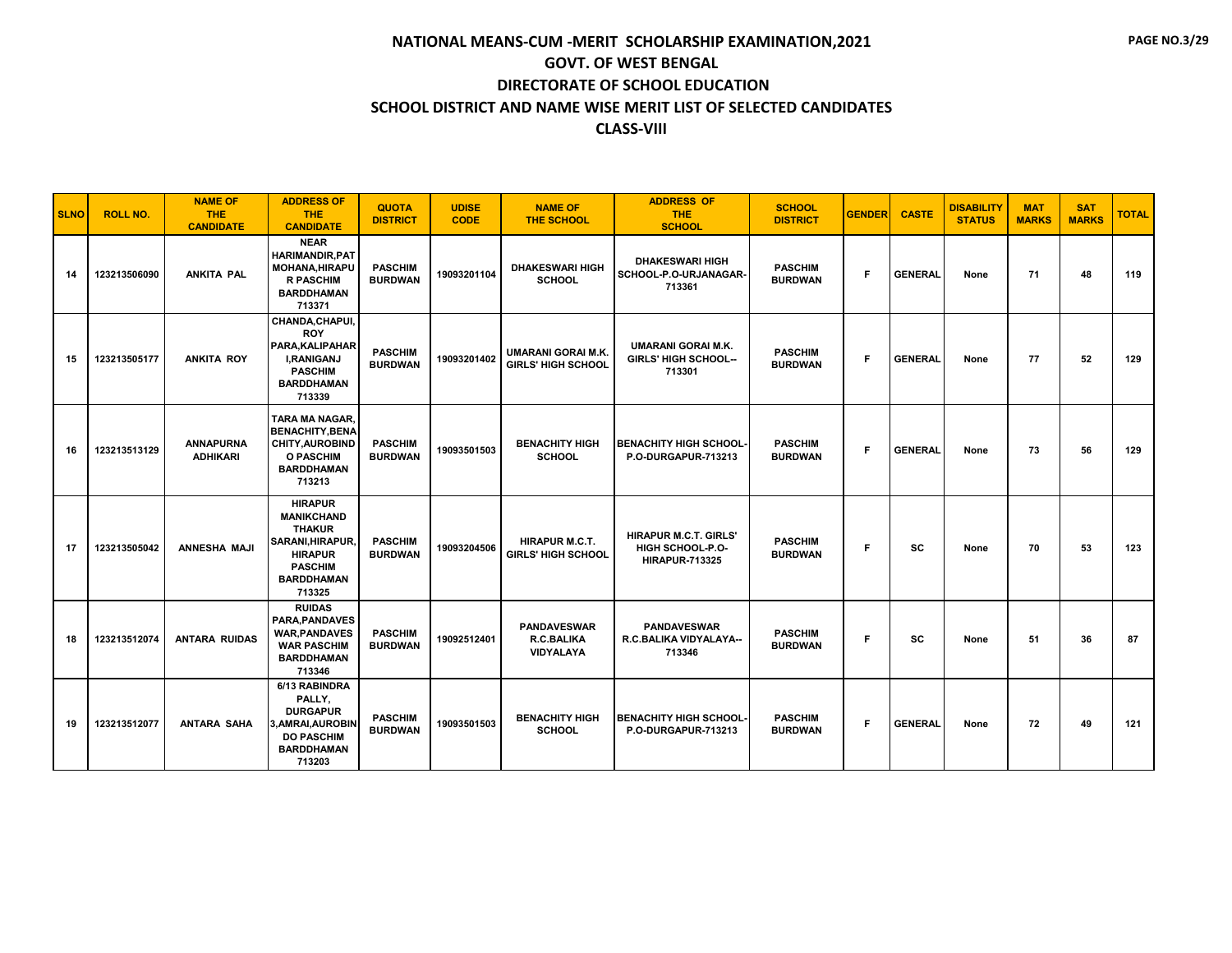# NATIONAL MEANS-CUM -MERIT SCHOLARSHIP EXAMINATION,2021

## GOVT. OF WEST BENGAL

## DIRECTORATE OF SCHOOL EDUCATION

## SCHOOL DISTRICT AND NAME WISE MERIT LIST OF SELECTED CANDIDATES

## CLASS-VIII

| SLNO | ROLL NO. | NAME OF THE CANDIDATE | ADDRESS OF THE CANDIDATE | QUOTA DISTRICT | UDISE CODE | NAME OF THE SCHOOL | ADDRESS OF THE SCHOOL | SCHOOL DISTRICT | GENDER | CASTE | DISABILITY STATUS | MAT MARKS | SAT MARKS | TOTAL |
|---|---|---|---|---|---|---|---|---|---|---|---|---|---|---|
| 14 | 123213506090 | ANKITA PAL | NEAR HARIMANDIR,PATMOHANA,HIRAPUR PASCHIM BARDDHAMAN 713371 | PASCHIM BURDWAN | 19093201104 | DHAKESWARI HIGH SCHOOL | DHAKESWARI HIGH SCHOOL-P.O-URJANAGAR-713361 | PASCHIM BURDWAN | F | GENERAL | None | 71 | 48 | 119 |
| 15 | 123213505177 | ANKITA ROY | CHANDA,CHAPUI, ROY PARA,KALIPAHARI,RANIGANJ PASCHIM BARDDHAMAN 713339 | PASCHIM BURDWAN | 19093201402 | UMARANI GORAI M.K. GIRLS' HIGH SCHOOL | UMARANI GORAI M.K. GIRLS' HIGH SCHOOL--713301 | PASCHIM BURDWAN | F | GENERAL | None | 77 | 52 | 129 |
| 16 | 123213513129 | ANNAPURNA ADHIKARI | TARA MA NAGAR, BENACHITY,BENACHITY,AUROBINDO PASCHIM BARDDHAMAN 713213 | PASCHIM BURDWAN | 19093501503 | BENACHITY HIGH SCHOOL | BENACHITY HIGH SCHOOL-P.O-DURGAPUR-713213 | PASCHIM BURDWAN | F | GENERAL | None | 73 | 56 | 129 |
| 17 | 123213505042 | ANNESHA MAJI | HIRAPUR MANIKCHAND THAKUR SARANI,HIRAPUR, HIRAPUR PASCHIM BARDDHAMAN 713325 | PASCHIM BURDWAN | 19093204506 | HIRAPUR M.C.T. GIRLS' HIGH SCHOOL | HIRAPUR M.C.T. GIRLS' HIGH SCHOOL-P.O-HIRAPUR-713325 | PASCHIM BURDWAN | F | SC | None | 70 | 53 | 123 |
| 18 | 123213512074 | ANTARA RUIDAS | RUIDAS PARA,PANDAVESWAR,PANDAVESWAR PASCHIM BARDDHAMAN 713346 | PASCHIM BURDWAN | 19092512401 | PANDAVESWAR R.C.BALIKA VIDYALAYA | PANDAVESWAR R.C.BALIKA VIDYALAYA--713346 | PASCHIM BURDWAN | F | SC | None | 51 | 36 | 87 |
| 19 | 123213512077 | ANTARA SAHA | 6/13 RABINDRA PALLY, DURGAPUR 3,AMRAI,AUROBINDO PASCHIM BARDDHAMAN 713203 | PASCHIM BURDWAN | 19093501503 | BENACHITY HIGH SCHOOL | BENACHITY HIGH SCHOOL-P.O-DURGAPUR-713213 | PASCHIM BURDWAN | F | GENERAL | None | 72 | 49 | 121 |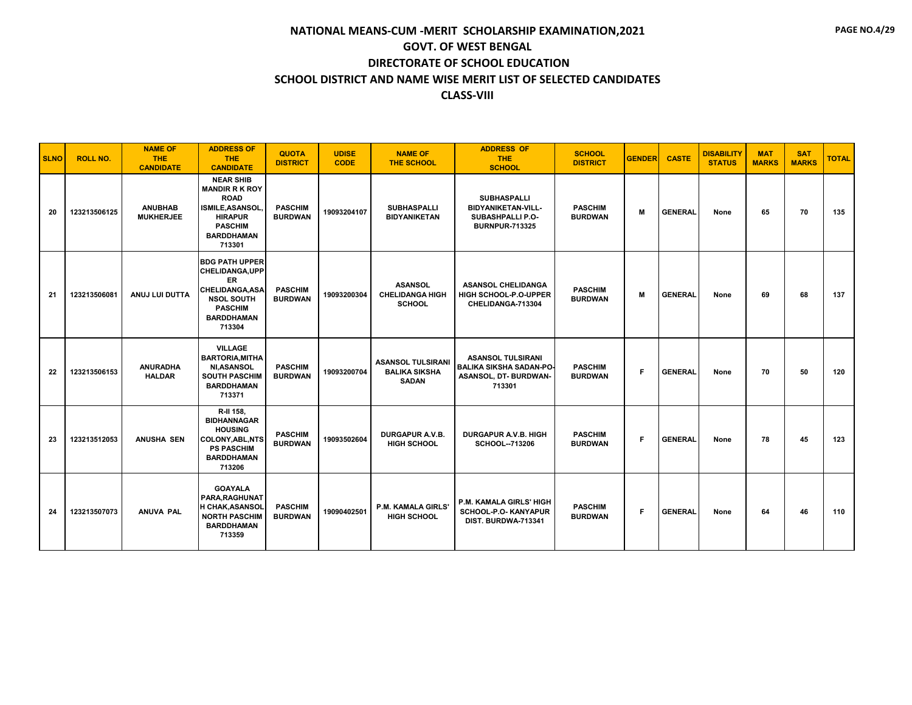# NATIONAL MEANS-CUM -MERIT SCHOLARSHIP EXAMINATION,2021

## GOVT. OF WEST BENGAL

## DIRECTORATE OF SCHOOL EDUCATION

## SCHOOL DISTRICT AND NAME WISE MERIT LIST OF SELECTED CANDIDATES

## CLASS-VIII

| SLNO | ROLL NO. | NAME OF THE CANDIDATE | ADDRESS OF THE CANDIDATE | QUOTA DISTRICT | UDISE CODE | NAME OF THE SCHOOL | ADDRESS OF THE SCHOOL | SCHOOL DISTRICT | GENDER | CASTE | DISABILITY STATUS | MAT MARKS | SAT MARKS | TOTAL |
|---|---|---|---|---|---|---|---|---|---|---|---|---|---|---|
| 20 | 123213506125 | ANUBHAB MUKHERJEE | NEAR SHIB MANDIR R K ROY ROAD ISMILE,ASANSOL, HIRAPUR PASCHIM BARDDHAMAN 713301 | PASCHIM BURDWAN | 19093204107 | SUBHASPALLI BIDYANIKETAN | SUBHASPALLI BIDYANIKETAN-VILL-SUBASHPALLI P.O-BURNPUR-713325 | PASCHIM BURDWAN | M | GENERAL | None | 65 | 70 | 135 |
| 21 | 123213506081 | ANUJ LUI DUTTA | BDG PATH UPPER CHELIDANGA,UPPER CHELIDANGA,ASANSOL SOUTH PASCHIM BARDDHAMAN 713304 | PASCHIM BURDWAN | 19093200304 | ASANSOL CHELIDANGA HIGH SCHOOL | ASANSOL CHELIDANGA HIGH SCHOOL-P.O-UPPER CHELIDANGA-713304 | PASCHIM BURDWAN | M | GENERAL | None | 69 | 68 | 137 |
| 22 | 123213506153 | ANURADHA HALDAR | VILLAGE BARTORIA,MITHANI,ASANSOL SOUTH PASCHIM BARDDHAMAN 713371 | PASCHIM BURDWAN | 19093200704 | ASANSOL TULSIRANI BALIKA SIKSHA SADAN | ASANSOL TULSIRANI BALIKA SIKSHA SADAN-PO-ASANSOL, DT- BURDWAN-713301 | PASCHIM BURDWAN | F | GENERAL | None | 70 | 50 | 120 |
| 23 | 123213512053 | ANUSHA SEN | R-II 158, BIDHANNAGAR HOUSING COLONY,ABL,NTS PS PASCHIM BARDDHAMAN 713206 | PASCHIM BURDWAN | 19093502604 | DURGAPUR A.V.B. HIGH SCHOOL | DURGAPUR A.V.B. HIGH SCHOOL--713206 | PASCHIM BURDWAN | F | GENERAL | None | 78 | 45 | 123 |
| 24 | 123213507073 | ANUVA PAL | GOAYALA PARA,RAGHUNATH CHAK,ASANSOL NORTH PASCHIM BARDDHAMAN 713359 | PASCHIM BURDWAN | 19090402501 | P.M. KAMALA GIRLS' HIGH SCHOOL | P.M. KAMALA GIRLS' HIGH SCHOOL-P.O- KANYAPUR DIST. BURDWA-713341 | PASCHIM BURDWAN | F | GENERAL | None | 64 | 46 | 110 |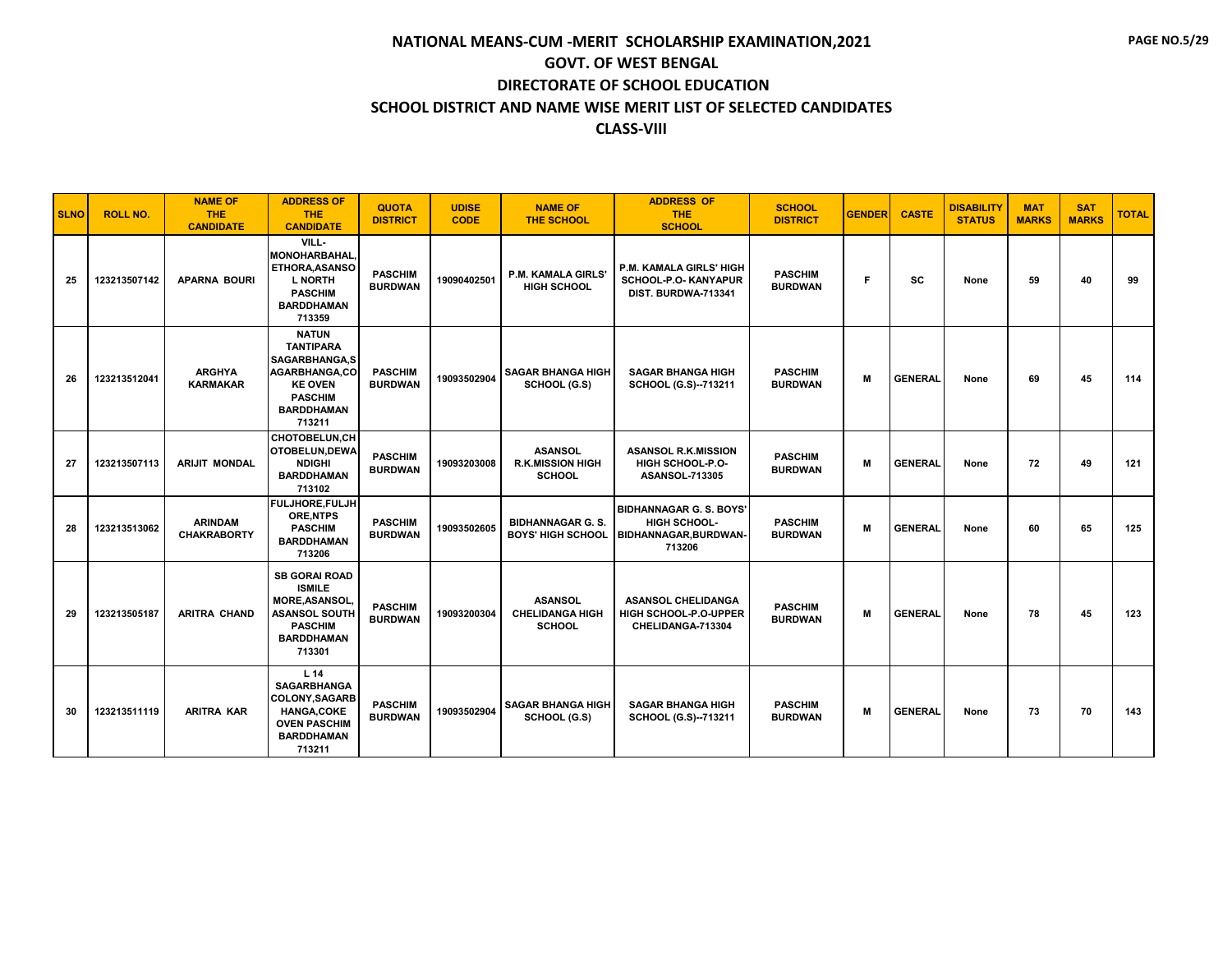# NATIONAL MEANS-CUM -MERIT SCHOLARSHIP EXAMINATION,2021
## GOVT. OF WEST BENGAL
## DIRECTORATE OF SCHOOL EDUCATION
## SCHOOL DISTRICT AND NAME WISE MERIT LIST OF SELECTED CANDIDATES
## CLASS-VIII

| SLNO | ROLL NO. | NAME OF THE CANDIDATE | ADDRESS OF THE CANDIDATE | QUOTA DISTRICT | UDISE CODE | NAME OF THE SCHOOL | ADDRESS OF THE SCHOOL | SCHOOL DISTRICT | GENDER | CASTE | DISABILITY STATUS | MAT MARKS | SAT MARKS | TOTAL |
|---|---|---|---|---|---|---|---|---|---|---|---|---|---|---|
| 25 | 123213507142 | APARNA BOURI | VILL-MONOHARBAHAL, ETHORA,ASANSOL NORTH PASCHIM BARDDHAMAN 713359 | PASCHIM BURDWAN | 19090402501 | P.M. KAMALA GIRLS' HIGH SCHOOL | P.M. KAMALA GIRLS' HIGH SCHOOL-P.O- KANYAPUR DIST. BURDWA-713341 | PASCHIM BURDWAN | F | SC | None | 59 | 40 | 99 |
| 26 | 123213512041 | ARGHYA KARMAKAR | NATUN TANTIPARA SAGARBHANGA,SAGARBHANGA,COKE OVEN PASCHIM BARDDHAMAN 713211 | PASCHIM BURDWAN | 19093502904 | SAGAR BHANGA HIGH SCHOOL (G.S) | SAGAR BHANGA HIGH SCHOOL (G.S)--713211 | PASCHIM BURDWAN | M | GENERAL | None | 69 | 45 | 114 |
| 27 | 123213507113 | ARIJIT MONDAL | CHOTOBELUN,CHOTOBELUN,DEWANDIGHI BARDDHAMAN 713102 | PASCHIM BURDWAN | 19093203008 | ASANSOL R.K.MISSION HIGH SCHOOL | ASANSOL R.K.MISSION HIGH SCHOOL-P.O-ASANSOL-713305 | PASCHIM BURDWAN | M | GENERAL | None | 72 | 49 | 121 |
| 28 | 123213513062 | ARINDAM CHAKRABORTY | FULJHORE,FULJHORE,NTPS PASCHIM BARDDHAMAN 713206 | PASCHIM BURDWAN | 19093502605 | BIDHANNAGAR G. S. BOYS' HIGH SCHOOL | BIDHANNAGAR G. S. BOYS' HIGH SCHOOL-BIDHANNAGAR,BURDWAN-713206 | PASCHIM BURDWAN | M | GENERAL | None | 60 | 65 | 125 |
| 29 | 123213505187 | ARITRA CHAND | SB GORAI ROAD ISMILE MORE,ASANSOL, ASANSOL SOUTH PASCHIM BARDDHAMAN 713301 | PASCHIM BURDWAN | 19093200304 | ASANSOL CHELIDANGA HIGH SCHOOL | ASANSOL CHELIDANGA HIGH SCHOOL-P.O-UPPER CHELIDANGA-713304 | PASCHIM BURDWAN | M | GENERAL | None | 78 | 45 | 123 |
| 30 | 123213511119 | ARITRA KAR | L 14 SAGARBHANGA COLONY,SAGARBHANGA,COKE OVEN PASCHIM BARDDHAMAN 713211 | PASCHIM BURDWAN | 19093502904 | SAGAR BHANGA HIGH SCHOOL (G.S) | SAGAR BHANGA HIGH SCHOOL (G.S)--713211 | PASCHIM BURDWAN | M | GENERAL | None | 73 | 70 | 143 |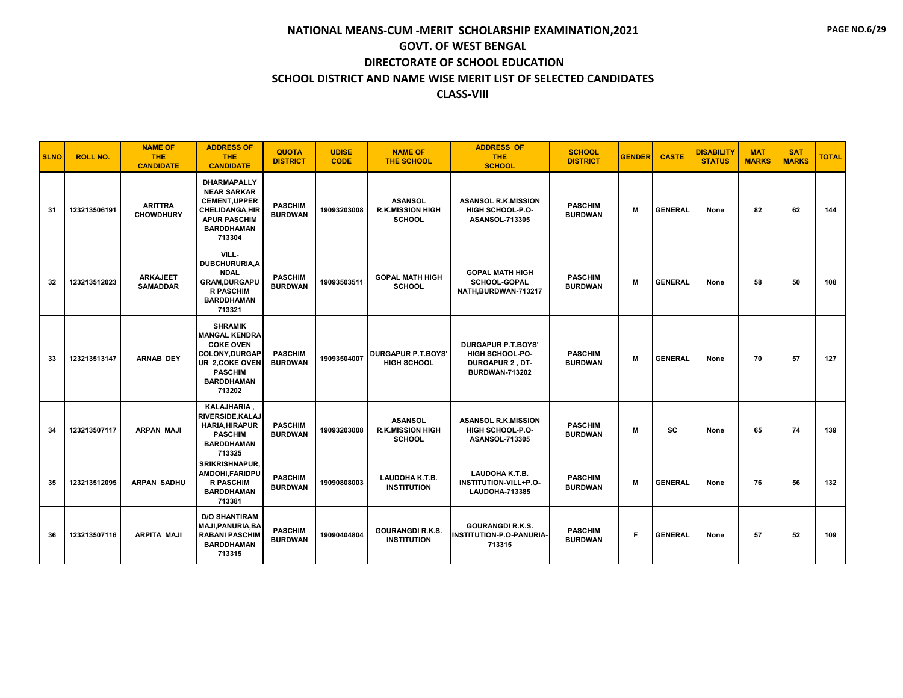# NATIONAL MEANS-CUM -MERIT SCHOLARSHIP EXAMINATION,2021

## GOVT. OF WEST BENGAL

## DIRECTORATE OF SCHOOL EDUCATION

## SCHOOL DISTRICT AND NAME WISE MERIT LIST OF SELECTED CANDIDATES

## CLASS-VIII

| SLNO | ROLL NO. | NAME OF THE CANDIDATE | ADDRESS OF THE CANDIDATE | QUOTA DISTRICT | UDISE CODE | NAME OF THE SCHOOL | ADDRESS OF THE SCHOOL | SCHOOL DISTRICT | GENDER | CASTE | DISABILITY STATUS | MAT MARKS | SAT MARKS | TOTAL |
|---|---|---|---|---|---|---|---|---|---|---|---|---|---|---|
| 31 | 123213506191 | ARITTRA CHOWDHURY | DHARMAPALLY NEAR SARKAR CEMENT,UPPER CHELIDANGA,HIRAPUR PASCHIM BARDDHAMAN 713304 | PASCHIM BURDWAN | 19093203008 | ASANSOL R.K.MISSION HIGH SCHOOL | ASANSOL R.K.MISSION HIGH SCHOOL-P.O-ASANSOL-713305 | PASCHIM BURDWAN | M | GENERAL | None | 82 | 62 | 144 |
| 32 | 123213512023 | ARKAJEET SAMADDAR | VILL-DUBCHURURIA,ANDAL GRAM,DURGAPUR PASCHIM BARDDHAMAN 713321 | PASCHIM BURDWAN | 19093503511 | GOPAL MATH HIGH SCHOOL | GOPAL MATH HIGH SCHOOL-GOPAL NATH,BURDWAN-713217 | PASCHIM BURDWAN | M | GENERAL | None | 58 | 50 | 108 |
| 33 | 123213513147 | ARNAB DEY | SHRAMIK MANGAL KENDRA COKE OVEN COLONY,DURGAPUR 2,COKE OVEN PASCHIM BARDDHAMAN 713202 | PASCHIM BURDWAN | 19093504007 | DURGAPUR P.T.BOYS' HIGH SCHOOL | DURGAPUR P.T.BOYS' HIGH SCHOOL-PO-DURGAPUR 2 , DT-BURDWAN-713202 | PASCHIM BURDWAN | M | GENERAL | None | 70 | 57 | 127 |
| 34 | 123213507117 | ARPAN MAJI | KALAJHARIA , RIVERSIDE,KALAJHARIA,HIRAPUR PASCHIM BARDDHAMAN 713325 | PASCHIM BURDWAN | 19093203008 | ASANSOL R.K.MISSION HIGH SCHOOL | ASANSOL R.K.MISSION HIGH SCHOOL-P.O-ASANSOL-713305 | PASCHIM BURDWAN | M | SC | None | 65 | 74 | 139 |
| 35 | 123213512095 | ARPAN SADHU | SRIKRISHNAPUR, AMDOHI,FARIDPUR PASCHIM BARDDHAMAN 713381 | PASCHIM BURDWAN | 19090808003 | LAUDOHA K.T.B. INSTITUTION | LAUDOHA K.T.B. INSTITUTION-VILL+P.O-LAUDOHA-713385 | PASCHIM BURDWAN | M | GENERAL | None | 76 | 56 | 132 |
| 36 | 123213507116 | ARPITA MAJI | D/O SHANTIRAM MAJI,PANURIA,BARABANI PASCHIM BARDDHAMAN 713315 | PASCHIM BURDWAN | 19090404804 | GOURANGDI R.K.S. INSTITUTION | GOURANGDI R.K.S. INSTITUTION-P.O-PANURIA-713315 | PASCHIM BURDWAN | F | GENERAL | None | 57 | 52 | 109 |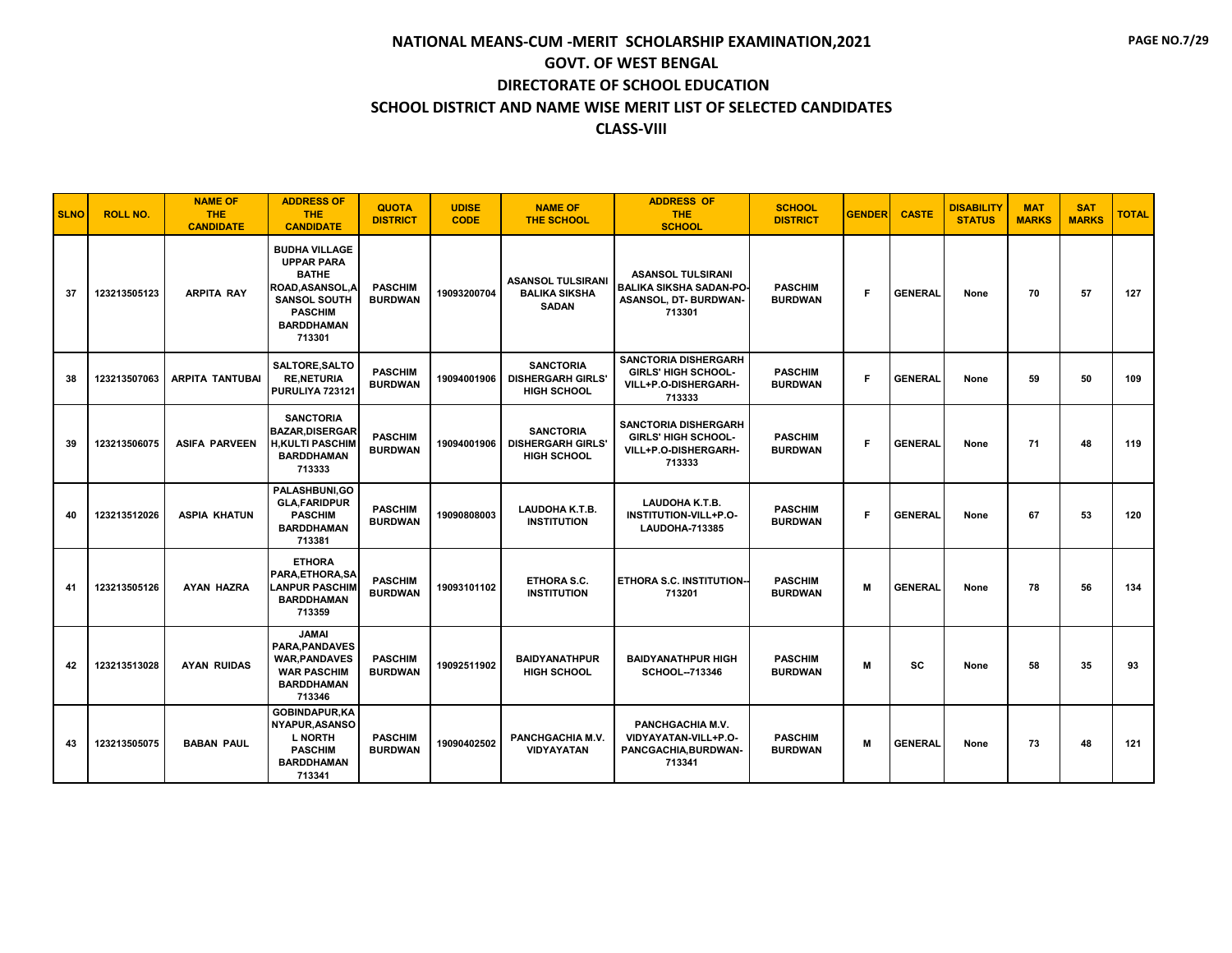# NATIONAL MEANS-CUM -MERIT SCHOLARSHIP EXAMINATION,2021

## GOVT. OF WEST BENGAL

## DIRECTORATE OF SCHOOL EDUCATION

## SCHOOL DISTRICT AND NAME WISE MERIT LIST OF SELECTED CANDIDATES

## CLASS-VIII

| SLNO | ROLL NO. | NAME OF THE CANDIDATE | ADDRESS OF THE CANDIDATE | QUOTA DISTRICT | UDISE CODE | NAME OF THE SCHOOL | ADDRESS OF THE SCHOOL | SCHOOL DISTRICT | GENDER | CASTE | DISABILITY STATUS | MAT MARKS | SAT MARKS | TOTAL |
|---|---|---|---|---|---|---|---|---|---|---|---|---|---|---|
| 37 | 123213505123 | ARPITA RAY | BUDHA VILLAGE UPPAR PARA BATHE ROAD,ASANSOL,ASANSOL SOUTH PASCHIM BARDDHAMAN 713301 | PASCHIM BURDWAN | 19093200704 | ASANSOL TULSIRANI BALIKA SIKSHA SADAN | ASANSOL TULSIRANI BALIKA SIKSHA SADAN-PO-ASANSOL, DT- BURDWAN-713301 | PASCHIM BURDWAN | F | GENERAL | None | 70 | 57 | 127 |
| 38 | 123213507063 | ARPITA TANTUBAI | SALTORE,SALTORE,NETURIA PURULIYA 723121 | PASCHIM BURDWAN | 19094001906 | SANCTORIA DISHERGARH GIRLS' HIGH SCHOOL | SANCTORIA DISHERGARH GIRLS' HIGH SCHOOL-VILL+P.O-DISHERGARH-713333 | PASCHIM BURDWAN | F | GENERAL | None | 59 | 50 | 109 |
| 39 | 123213506075 | ASIFA PARVEEN | SANCTORIA BAZAR,DISERGARH,KULTI PASCHIM BARDDHAMAN 713333 | PASCHIM BURDWAN | 19094001906 | SANCTORIA DISHERGARH GIRLS' HIGH SCHOOL | SANCTORIA DISHERGARH GIRLS' HIGH SCHOOL-VILL+P.O-DISHERGARH-713333 | PASCHIM BURDWAN | F | GENERAL | None | 71 | 48 | 119 |
| 40 | 123213512026 | ASPIA KHATUN | PALASHBUNI,GOGLA,FARIDPUR PASCHIM BARDDHAMAN 713381 | PASCHIM BURDWAN | 19090808003 | LAUDOHA K.T.B. INSTITUTION | LAUDOHA K.T.B. INSTITUTION-VILL+P.O-LAUDOHA-713385 | PASCHIM BURDWAN | F | GENERAL | None | 67 | 53 | 120 |
| 41 | 123213505126 | AYAN HAZRA | ETHORA PARA,ETHORA,SALANPUR PASCHIM BARDDHAMAN 713359 | PASCHIM BURDWAN | 19093101102 | ETHORA S.C. INSTITUTION | ETHORA S.C. INSTITUTION--713201 | PASCHIM BURDWAN | M | GENERAL | None | 78 | 56 | 134 |
| 42 | 123213513028 | AYAN RUIDAS | JAMAI PARA,PANDAVESWAR,PANDAVESWAR PASCHIM BARDDHAMAN 713346 | PASCHIM BURDWAN | 19092511902 | BAIDYANATHPUR HIGH SCHOOL | BAIDYANATHPUR HIGH SCHOOL--713346 | PASCHIM BURDWAN | M | SC | None | 58 | 35 | 93 |
| 43 | 123213505075 | BABAN PAUL | GOBINDAPUR,KANYAPUR,ASANSOL NORTH PASCHIM BARDDHAMAN 713341 | PASCHIM BURDWAN | 19090402502 | PANCHGACHIA M.V. VIDYAYATAN | PANCHGACHIA M.V. VIDYAYATAN-VILL+P.O-PANCGACHIA,BURDWAN-713341 | PASCHIM BURDWAN | M | GENERAL | None | 73 | 48 | 121 |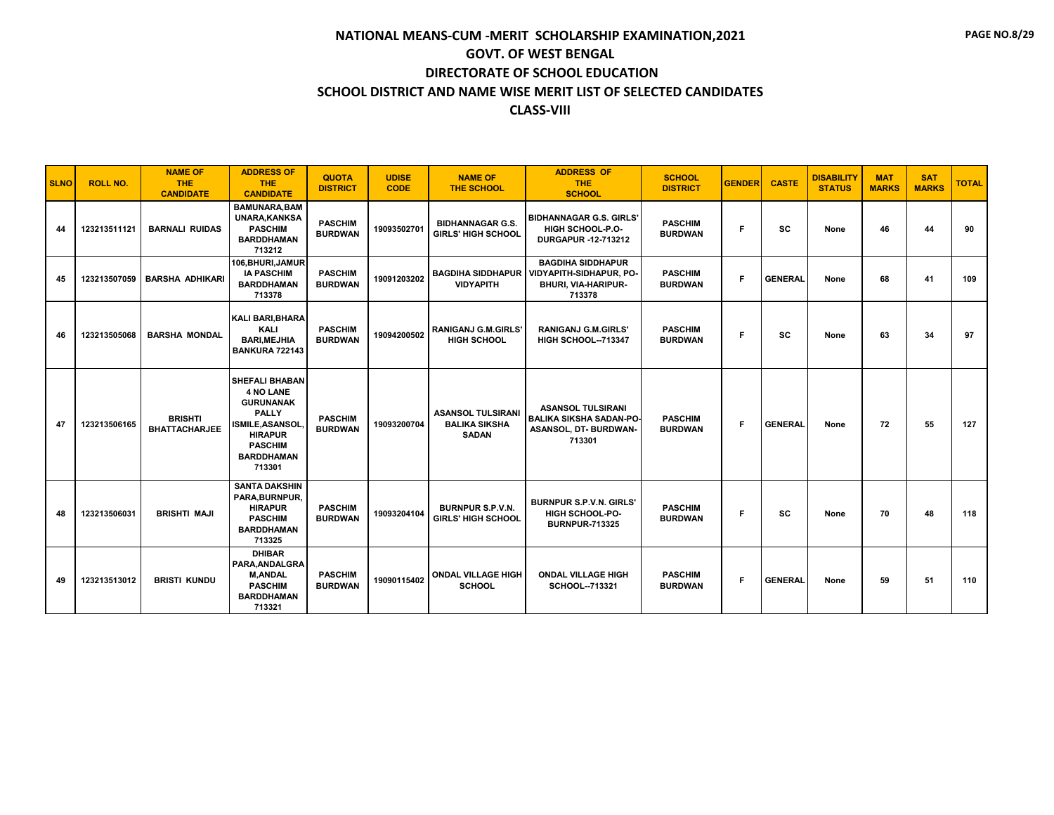# NATIONAL MEANS-CUM -MERIT SCHOLARSHIP EXAMINATION,2021

## GOVT. OF WEST BENGAL

## DIRECTORATE OF SCHOOL EDUCATION

## SCHOOL DISTRICT AND NAME WISE MERIT LIST OF SELECTED CANDIDATES

## CLASS-VIII

| SLNO | ROLL NO. | NAME OF THE CANDIDATE | ADDRESS OF THE CANDIDATE | QUOTA DISTRICT | UDISE CODE | NAME OF THE SCHOOL | ADDRESS OF THE SCHOOL | SCHOOL DISTRICT | GENDER | CASTE | DISABILITY STATUS | MAT MARKS | SAT MARKS | TOTAL |
|---|---|---|---|---|---|---|---|---|---|---|---|---|---|---|
| 44 | 123213511121 | BARNALI RUIDAS | BAMUNARA,BAMUNARA,KANKSA PASCHIM BARDDHAMAN 713212 | PASCHIM BURDWAN | 19093502701 | BIDHANNAGAR G.S. GIRLS' HIGH SCHOOL | BIDHANNAGAR G.S. GIRLS' HIGH SCHOOL-P.O-DURGAPUR -12-713212 | PASCHIM BURDWAN | F | SC | None | 46 | 44 | 90 |
| 45 | 123213507059 | BARSHA ADHIKARI | 106,BHURI,JAMURIA PASCHIM BARDDHAMAN 713378 | PASCHIM BURDWAN | 19091203202 | BAGDIHA SIDDHAPUR VIDYAPITH | BAGDIHA SIDDHAPUR VIDYAPITH-SIDHAPUR, PO-BHURI, VIA-HARIPUR-713378 | PASCHIM BURDWAN | F | GENERAL | None | 68 | 41 | 109 |
| 46 | 123213505068 | BARSHA MONDAL | KALI BARI,BHARA KALI BARI,MEJHIA BANKURA 722143 | PASCHIM BURDWAN | 19094200502 | RANIGANJ G.M.GIRLS' HIGH SCHOOL | RANIGANJ G.M.GIRLS' HIGH SCHOOL--713347 | PASCHIM BURDWAN | F | SC | None | 63 | 34 | 97 |
| 47 | 123213506165 | BRISHTI BHATTACHARJEE | SHEFALI BHABAN 4 NO LANE GURUNANAK PALLY ISMILE,ASANSOL,HIRAPUR PASCHIM BARDDHAMAN 713301 | PASCHIM BURDWAN | 19093200704 | ASANSOL TULSIRANI BALIKA SIKSHA SADAN | ASANSOL TULSIRANI BALIKA SIKSHA SADAN-PO-ASANSOL, DT- BURDWAN-713301 | PASCHIM BURDWAN | F | GENERAL | None | 72 | 55 | 127 |
| 48 | 123213506031 | BRISHTI MAJI | SANTA DAKSHIN PARA,BURNPUR,HIRAPUR PASCHIM BARDDHAMAN 713325 | PASCHIM BURDWAN | 19093204104 | BURNPUR S.P.V.N. GIRLS' HIGH SCHOOL | BURNPUR S.P.V.N. GIRLS' HIGH SCHOOL-PO-BURNPUR-713325 | PASCHIM BURDWAN | F | SC | None | 70 | 48 | 118 |
| 49 | 123213513012 | BRISTI KUNDU | DHIBAR PARA,ANDALGRAM,ANDAL PASCHIM BARDDHAMAN 713321 | PASCHIM BURDWAN | 19090115402 | ONDAL VILLAGE HIGH SCHOOL | ONDAL VILLAGE HIGH SCHOOL--713321 | PASCHIM BURDWAN | F | GENERAL | None | 59 | 51 | 110 |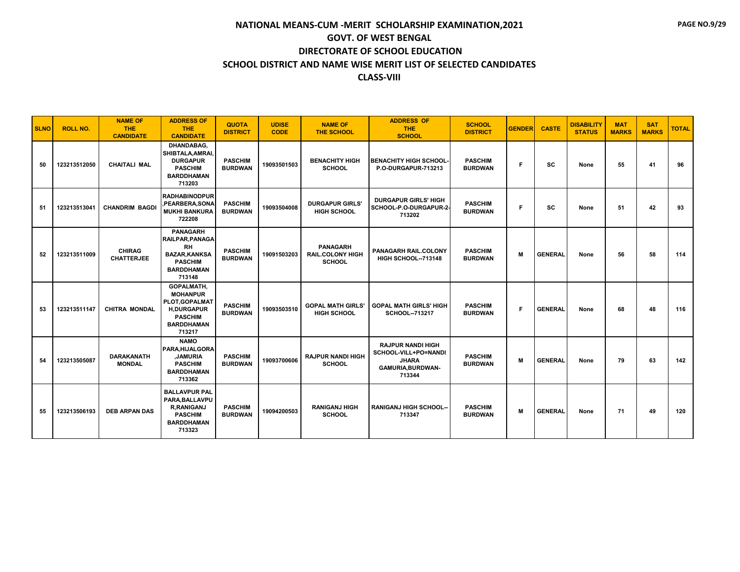# NATIONAL MEANS-CUM -MERIT SCHOLARSHIP EXAMINATION,2021

## GOVT. OF WEST BENGAL

## DIRECTORATE OF SCHOOL EDUCATION

## SCHOOL DISTRICT AND NAME WISE MERIT LIST OF SELECTED CANDIDATES

## CLASS-VIII

| SLNO | ROLL NO. | NAME OF THE CANDIDATE | ADDRESS OF THE CANDIDATE | QUOTA DISTRICT | UDISE CODE | NAME OF THE SCHOOL | ADDRESS OF THE SCHOOL | SCHOOL DISTRICT | GENDER | CASTE | DISABILITY STATUS | MAT MARKS | SAT MARKS | TOTAL |
|---|---|---|---|---|---|---|---|---|---|---|---|---|---|---|
| 50 | 123213512050 | CHAITALI MAL | DHANDABAG, SHIBTALA,AMRAI, DURGAPUR PASCHIM BARDDHAMAN 713203 | PASCHIM BURDWAN | 19093501503 | BENACHITY HIGH SCHOOL | BENACHITY HIGH SCHOOL-P.O-DURGAPUR-713213 | PASCHIM BURDWAN | F | SC | None | 55 | 41 | 96 |
| 51 | 123213513041 | CHANDRIM BAGDI | RADHABINODPUR ,PEARBERA,SONA MUKHI BANKURA 722208 | PASCHIM BURDWAN | 19093504008 | DURGAPUR GIRLS' HIGH SCHOOL | DURGAPUR GIRLS' HIGH SCHOOL-P.O-DURGAPUR-2-713202 | PASCHIM BURDWAN | F | SC | None | 51 | 42 | 93 |
| 52 | 123213511009 | CHIRAG CHATTERJEE | PANAGARH RAILPAR,PANAGA RH BAZAR,KANKSA PASCHIM BARDDHAMAN 713148 | PASCHIM BURDWAN | 19091503203 | PANAGARH RAIL.COLONY HIGH SCHOOL | PANAGARH RAIL.COLONY HIGH SCHOOL--713148 | PASCHIM BURDWAN | M | GENERAL | None | 56 | 58 | 114 |
| 53 | 123213511147 | CHITRA MONDAL | GOPALMATH, MOHANPUR PLOT,GOPALMAT H,DURGAPUR PASCHIM BARDDHAMAN 713217 | PASCHIM BURDWAN | 19093503510 | GOPAL MATH GIRLS' HIGH SCHOOL | GOPAL MATH GIRLS' HIGH SCHOOL--713217 | PASCHIM BURDWAN | F | GENERAL | None | 68 | 48 | 116 |
| 54 | 123213505087 | DARAKANATH MONDAL | NAMO PARA,HIJALGORA ,JAMURIA PASCHIM BARDDHAMAN 713362 | PASCHIM BURDWAN | 19093700606 | RAJPUR NANDI HIGH SCHOOL | RAJPUR NANDI HIGH SCHOOL-VILL+PO=NANDI JHARA GAMURIA,BURDWAN-713344 | PASCHIM BURDWAN | M | GENERAL | None | 79 | 63 | 142 |
| 55 | 123213506193 | DEB ARPAN DAS | BALLAVPUR PAL PARA,BALLAVPU R,RANIGANJ PASCHIM BARDDHAMAN 713323 | PASCHIM BURDWAN | 19094200503 | RANIGANJ HIGH SCHOOL | RANIGANJ HIGH SCHOOL--713347 | PASCHIM BURDWAN | M | GENERAL | None | 71 | 49 | 120 |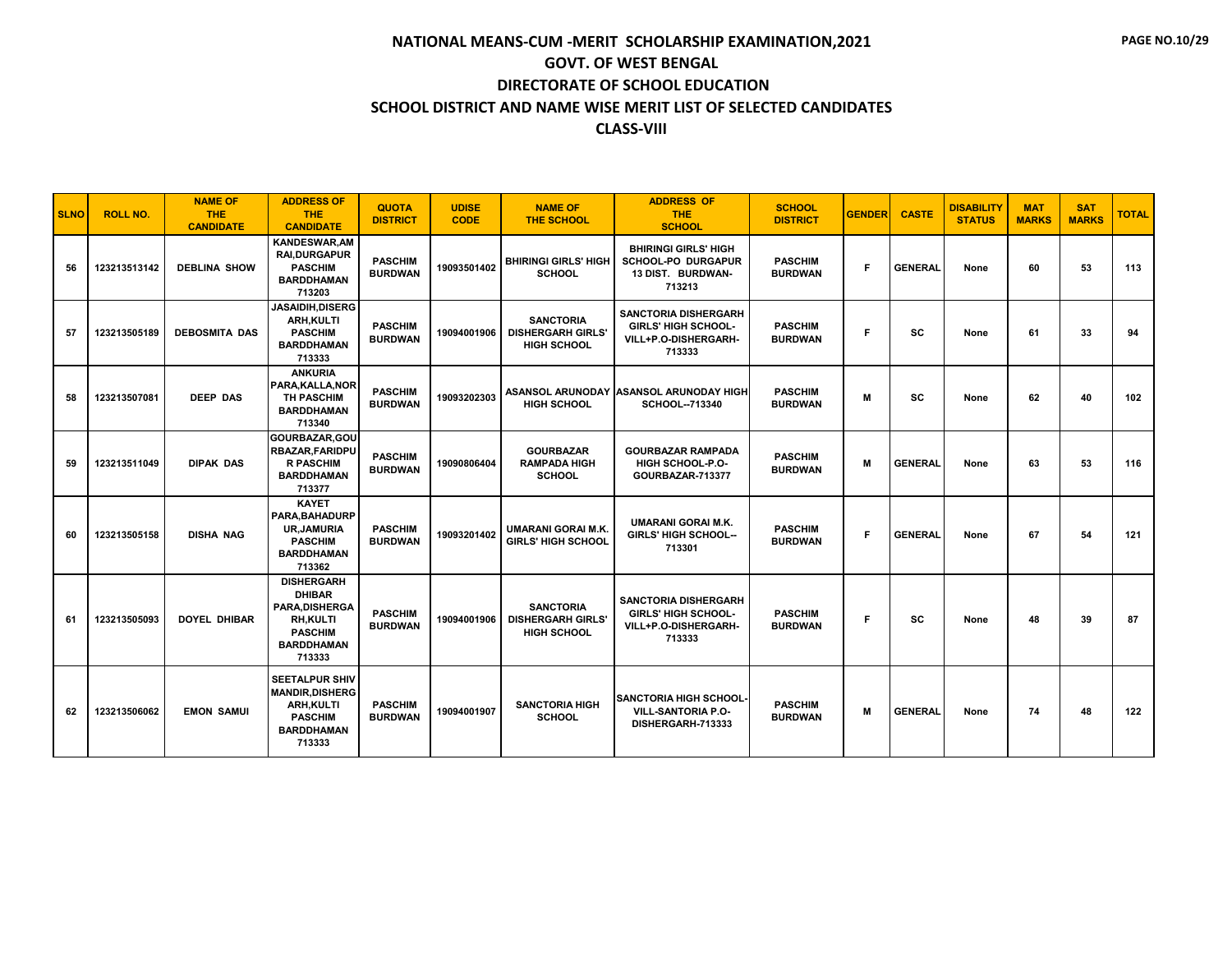# NATIONAL MEANS-CUM -MERIT SCHOLARSHIP EXAMINATION,2021

## GOVT. OF WEST BENGAL

## DIRECTORATE OF SCHOOL EDUCATION

## SCHOOL DISTRICT AND NAME WISE MERIT LIST OF SELECTED CANDIDATES

## CLASS-VIII

| SLNO | ROLL NO. | NAME OF THE CANDIDATE | ADDRESS OF THE CANDIDATE | QUOTA DISTRICT | UDISE CODE | NAME OF THE SCHOOL | ADDRESS OF THE SCHOOL | SCHOOL DISTRICT | GENDER | CASTE | DISABILITY STATUS | MAT MARKS | SAT MARKS | TOTAL |
|---|---|---|---|---|---|---|---|---|---|---|---|---|---|---|
| 56 | 123213513142 | DEBLINA SHOW | KANDESWAR,AMRAI,DURGAPUR PASCHIM BARDDHAMAN 713203 | PASCHIM BURDWAN | 19093501402 | BHIRINGI GIRLS' HIGH SCHOOL | BHIRINGI GIRLS' HIGH SCHOOL-PO DURGAPUR 13 DIST. BURDWAN-713213 | PASCHIM BURDWAN | F | GENERAL | None | 60 | 53 | 113 |
| 57 | 123213505189 | DEBOSMITA DAS | JASAIDIH,DISERGARH,KULTI PASCHIM BARDDHAMAN 713333 | PASCHIM BURDWAN | 19094001906 | SANCTORIA DISHERGARH GIRLS' HIGH SCHOOL | SANCTORIA DISHERGARH GIRLS' HIGH SCHOOL-VILL+P.O-DISHERGARH-713333 | PASCHIM BURDWAN | F | SC | None | 61 | 33 | 94 |
| 58 | 123213507081 | DEEP DAS | ANKURIA PARA,KALLA,NORTH PASCHIM BARDDHAMAN 713340 | PASCHIM BURDWAN | 19093202303 | ASANSOL ARUNODAY HIGH SCHOOL | ASANSOL ARUNODAY HIGH SCHOOL--713340 | PASCHIM BURDWAN | M | SC | None | 62 | 40 | 102 |
| 59 | 123213511049 | DIPAK DAS | GOURBAZAR,GOURBAZAR,FARIDPUR PASCHIM BARDDHAMAN 713377 | PASCHIM BURDWAN | 19090806404 | GOURBAZAR RAMPADA HIGH SCHOOL | GOURBAZAR RAMPADA HIGH SCHOOL-P.O-GOURBAZAR-713377 | PASCHIM BURDWAN | M | GENERAL | None | 63 | 53 | 116 |
| 60 | 123213505158 | DISHA NAG | KAYET PARA,BAHADURPUR,JAMURIA PASCHIM BARDDHAMAN 713362 | PASCHIM BURDWAN | 19093201402 | UMARANI GORAI M.K. GIRLS' HIGH SCHOOL | UMARANI GORAI M.K. GIRLS' HIGH SCHOOL--713301 | PASCHIM BURDWAN | F | GENERAL | None | 67 | 54 | 121 |
| 61 | 123213505093 | DOYEL DHIBAR | DISHERGARH DHIBAR PARA,DISHERGARH,KULTI PASCHIM BARDDHAMAN 713333 | PASCHIM BURDWAN | 19094001906 | SANCTORIA DISHERGARH GIRLS' HIGH SCHOOL | SANCTORIA DISHERGARH GIRLS' HIGH SCHOOL-VILL+P.O-DISHERGARH-713333 | PASCHIM BURDWAN | F | SC | None | 48 | 39 | 87 |
| 62 | 123213506062 | EMON SAMUI | SEETALPUR SHIV MANDIR,DISHERGARH,KULTI PASCHIM BARDDHAMAN 713333 | PASCHIM BURDWAN | 19094001907 | SANCTORIA HIGH SCHOOL | SANCTORIA HIGH SCHOOL-VILL-SANTORIA P.O-DISHERGARH-713333 | PASCHIM BURDWAN | M | GENERAL | None | 74 | 48 | 122 |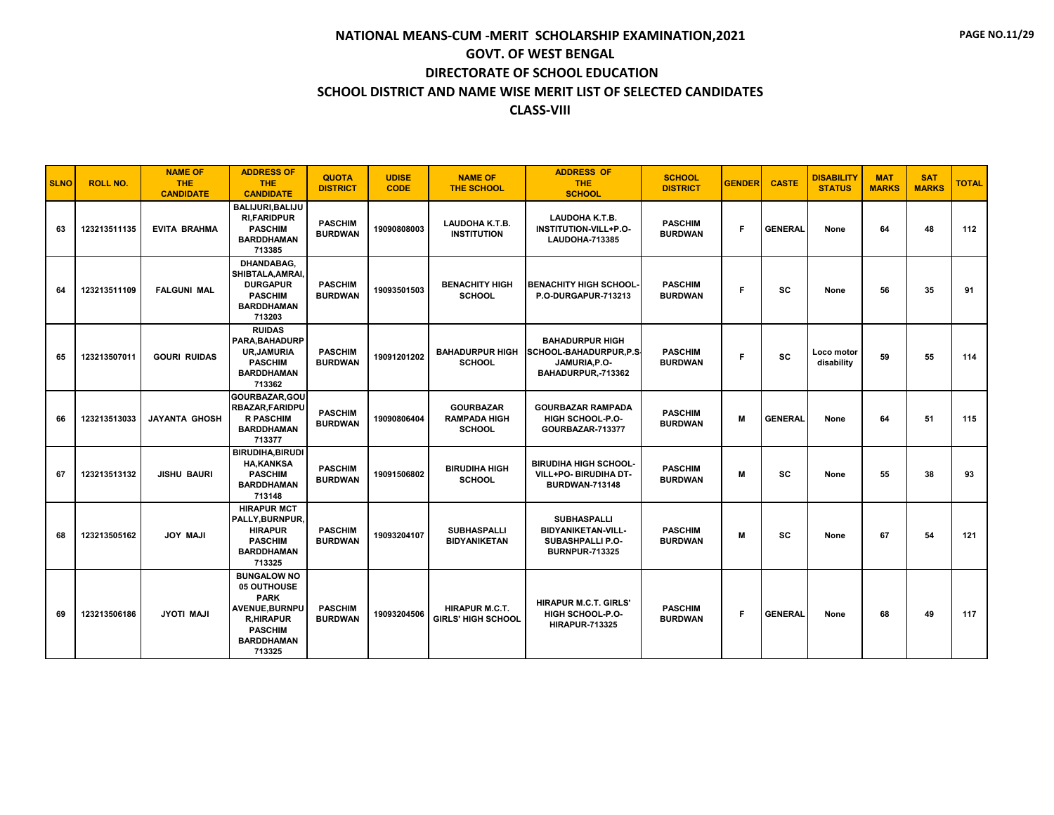# NATIONAL MEANS-CUM -MERIT SCHOLARSHIP EXAMINATION,2021

## GOVT. OF WEST BENGAL

## DIRECTORATE OF SCHOOL EDUCATION

## SCHOOL DISTRICT AND NAME WISE MERIT LIST OF SELECTED CANDIDATES

## CLASS-VIII

| SLNO | ROLL NO. | NAME OF THE CANDIDATE | ADDRESS OF THE CANDIDATE | QUOTA DISTRICT | UDISE CODE | NAME OF THE SCHOOL | ADDRESS OF THE SCHOOL | SCHOOL DISTRICT | GENDER | CASTE | DISABILITY STATUS | MAT MARKS | SAT MARKS | TOTAL |
|---|---|---|---|---|---|---|---|---|---|---|---|---|---|---|
| 63 | 123213511135 | EVITA BRAHMA | BALIJURI,BALIJURI,FARIDPUR PASCHIM BARDDHAMAN 713385 | PASCHIM BURDWAN | 19090808003 | LAUDOHA K.T.B. INSTITUTION | LAUDOHA K.T.B. INSTITUTION-VILL+P.O-LAUDOHA-713385 | PASCHIM BURDWAN | F | GENERAL | None | 64 | 48 | 112 |
| 64 | 123213511109 | FALGUNI MAL | DHANDABAG, SHIBTALA,AMRAI,DURGAPUR PASCHIM BARDDHAMAN 713203 | PASCHIM BURDWAN | 19093501503 | BENACHITY HIGH SCHOOL | BENACHITY HIGH SCHOOL-P.O-DURGAPUR-713213 | PASCHIM BURDWAN | F | SC | None | 56 | 35 | 91 |
| 65 | 123213507011 | GOURI RUIDAS | RUIDAS PARA,BAHADURPUR,JAMURIA PASCHIM BARDDHAMAN 713362 | PASCHIM BURDWAN | 19091201202 | BAHADURPUR HIGH SCHOOL | BAHADURPUR HIGH SCHOOL-BAHADURPUR,P.S-JAMURIA,P.O-BAHADURPUR,-713362 | PASCHIM BURDWAN | F | SC | Loco motor disability | 59 | 55 | 114 |
| 66 | 123213513033 | JAYANTA GHOSH | GOURBAZAR,GOURBAZAR,FARIDPUR PASCHIM BARDDHAMAN 713377 | PASCHIM BURDWAN | 19090806404 | GOURBAZAR RAMPADA HIGH SCHOOL | GOURBAZAR RAMPADA HIGH SCHOOL-P.O-GOURBAZAR-713377 | PASCHIM BURDWAN | M | GENERAL | None | 64 | 51 | 115 |
| 67 | 123213513132 | JISHU BAURI | BIRUDIHA,BIRUDIHA,KANKSA PASCHIM BARDDHAMAN 713148 | PASCHIM BURDWAN | 19091506802 | BIRUDIHA HIGH SCHOOL | BIRUDIHA HIGH SCHOOL-VILL+PO- BIRUDIHA DT-BURDWAN-713148 | PASCHIM BURDWAN | M | SC | None | 55 | 38 | 93 |
| 68 | 123213505162 | JOY MAJI | HIRAPUR MCT PALLY,BURNPUR,HIRAPUR PASCHIM BARDDHAMAN 713325 | PASCHIM BURDWAN | 19093204107 | SUBHASPALLI BIDYANIKETAN | SUBHASPALLI BIDYANIKETAN-VILL-SUBASHPALLI P.O-BURNPUR-713325 | PASCHIM BURDWAN | M | SC | None | 67 | 54 | 121 |
| 69 | 123213506186 | JYOTI MAJI | BUNGALOW NO 05 OUTHOUSE PARK AVENUE,BURNPUR,HIRAPUR PASCHIM BARDDHAMAN 713325 | PASCHIM BURDWAN | 19093204506 | HIRAPUR M.C.T. GIRLS' HIGH SCHOOL | HIRAPUR M.C.T. GIRLS' HIGH SCHOOL-P.O-HIRAPUR-713325 | PASCHIM BURDWAN | F | GENERAL | None | 68 | 49 | 117 |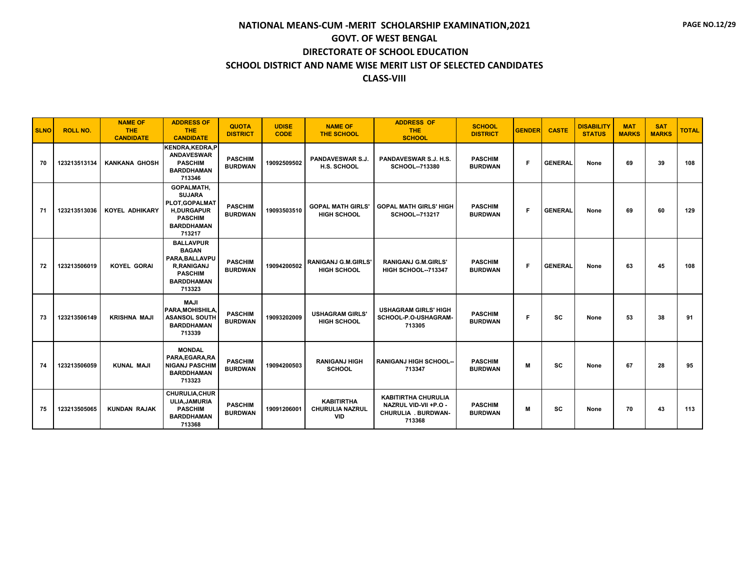# NATIONAL MEANS-CUM -MERIT SCHOLARSHIP EXAMINATION,2021

## GOVT. OF WEST BENGAL

## DIRECTORATE OF SCHOOL EDUCATION

## SCHOOL DISTRICT AND NAME WISE MERIT LIST OF SELECTED CANDIDATES

## CLASS-VIII

| SLNO | ROLL NO. | NAME OF THE CANDIDATE | ADDRESS OF THE CANDIDATE | QUOTA DISTRICT | UDISE CODE | NAME OF THE SCHOOL | ADDRESS OF THE SCHOOL | SCHOOL DISTRICT | GENDER | CASTE | DISABILITY STATUS | MAT MARKS | SAT MARKS | TOTAL |
|---|---|---|---|---|---|---|---|---|---|---|---|---|---|---|
| 70 | 123213513134 | KANKANA GHOSH | KENDRA,KEDRA,PANDAVESWAR PASCHIM BARDDHAMAN 713346 | PASCHIM BURDWAN | 19092509502 | PANDAVESWAR S.J. H.S. SCHOOL | PANDAVESWAR S.J. H.S. SCHOOL--713380 | PASCHIM BURDWAN | F | GENERAL | None | 69 | 39 | 108 |
| 71 | 123213513036 | KOYEL ADHIKARY | GOPALMATH, SUJARA PLOT,GOPALMATH,DURGAPUR PASCHIM BARDDHAMAN 713217 | PASCHIM BURDWAN | 19093503510 | GOPAL MATH GIRLS' HIGH SCHOOL | GOPAL MATH GIRLS' HIGH SCHOOL--713217 | PASCHIM BURDWAN | F | GENERAL | None | 69 | 60 | 129 |
| 72 | 123213506019 | KOYEL GORAI | BALLAVPUR BAGAN PARA,BALLAVPUR,RANIGANJ PASCHIM BARDDHAMAN 713323 | PASCHIM BURDWAN | 19094200502 | RANIGANJ G.M.GIRLS' HIGH SCHOOL | RANIGANJ G.M.GIRLS' HIGH SCHOOL--713347 | PASCHIM BURDWAN | F | GENERAL | None | 63 | 45 | 108 |
| 73 | 123213506149 | KRISHNA MAJI | MAJI PARA,MOHISHILA,ASANSOL SOUTH BARDDHAMAN 713339 | PASCHIM BURDWAN | 19093202009 | USHAGRAM GIRLS' HIGH SCHOOL | USHAGRAM GIRLS' HIGH SCHOOL-P.O-USHAGRAM-713305 | PASCHIM BURDWAN | F | SC | None | 53 | 38 | 91 |
| 74 | 123213506059 | KUNAL MAJI | MONDAL PARA,EGARA,RANIGANJ PASCHIM BARDDHAMAN 713323 | PASCHIM BURDWAN | 19094200503 | RANIGANJ HIGH SCHOOL | RANIGANJ HIGH SCHOOL--713347 | PASCHIM BURDWAN | M | SC | None | 67 | 28 | 95 |
| 75 | 123213505065 | KUNDAN RAJAK | CHURULIA,CHURULIA,JAMURIA PASCHIM BARDDHAMAN 713368 | PASCHIM BURDWAN | 19091206001 | KABITIRTHA CHURULIA NAZRUL VID | KABITIRTHA CHURULIA NAZRUL VID-VII +P.O - CHURULIA . BURDWAN-713368 | PASCHIM BURDWAN | M | SC | None | 70 | 43 | 113 |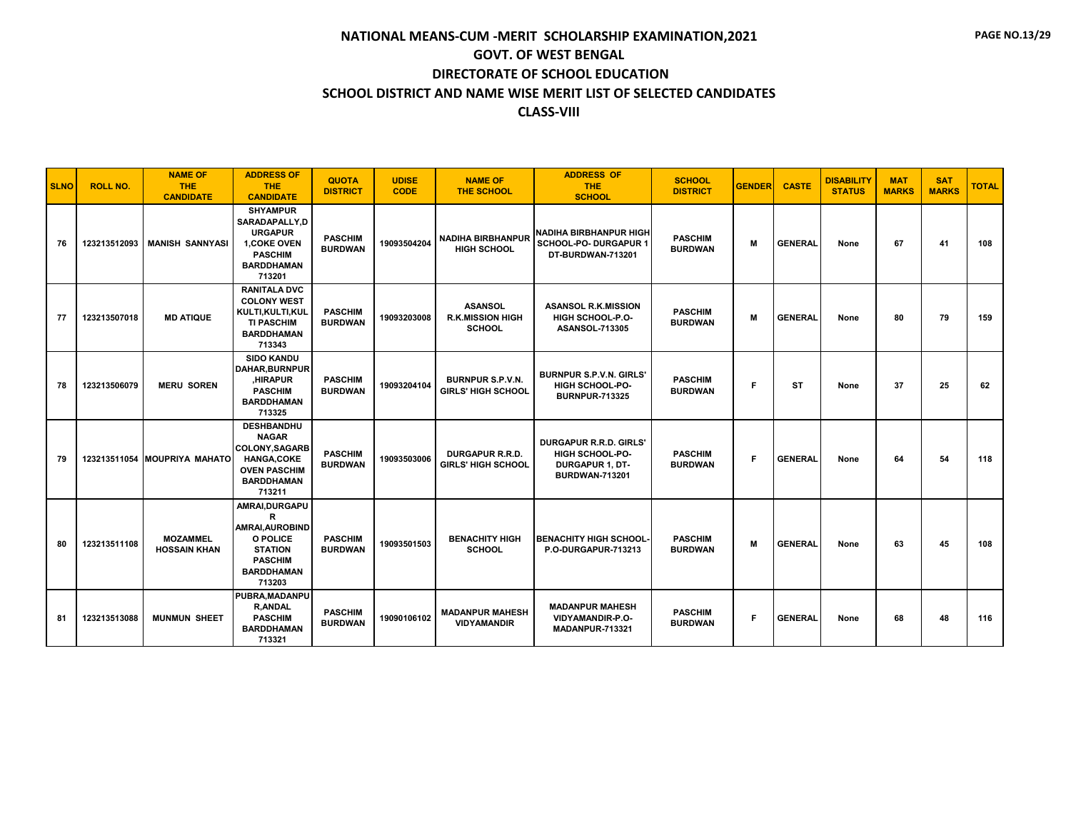# NATIONAL MEANS-CUM -MERIT SCHOLARSHIP EXAMINATION,2021

## GOVT. OF WEST BENGAL

## DIRECTORATE OF SCHOOL EDUCATION

## SCHOOL DISTRICT AND NAME WISE MERIT LIST OF SELECTED CANDIDATES

## CLASS-VIII

| SLNO | ROLL NO. | NAME OF THE CANDIDATE | ADDRESS OF THE CANDIDATE | QUOTA DISTRICT | UDISE CODE | NAME OF THE SCHOOL | ADDRESS OF THE SCHOOL | SCHOOL DISTRICT | GENDER | CASTE | DISABILITY STATUS | MAT MARKS | SAT MARKS | TOTAL |
|---|---|---|---|---|---|---|---|---|---|---|---|---|---|---|
| 76 | 123213512093 | MANISH SANNYASI | SHYAMPUR SARADAPALLY,DURGAPUR 1,COKE OVEN PASCHIM BARDDHAMAN 713201 | PASCHIM BURDWAN | 19093504204 | NADIHA BIRBHANPUR HIGH SCHOOL | NADIHA BIRBHANPUR HIGH SCHOOL-PO- DURGAPUR 1 DT-BURDWAN-713201 | PASCHIM BURDWAN | M | GENERAL | None | 67 | 41 | 108 |
| 77 | 123213507018 | MD ATIQUE | RANITALA DVC COLONY WEST KULTI,KULTI,KULTI PASCHIM BARDDHAMAN 713343 | PASCHIM BURDWAN | 19093203008 | ASANSOL R.K.MISSION HIGH SCHOOL | ASANSOL R.K.MISSION HIGH SCHOOL-P.O-ASANSOL-713305 | PASCHIM BURDWAN | M | GENERAL | None | 80 | 79 | 159 |
| 78 | 123213506079 | MERU SOREN | SIDO KANDU DAHAR,BURNPUR,HIRAPUR PASCHIM BARDDHAMAN 713325 | PASCHIM BURDWAN | 19093204104 | BURNPUR S.P.V.N. GIRLS' HIGH SCHOOL | BURNPUR S.P.V.N. GIRLS' HIGH SCHOOL-PO-BURNPUR-713325 | PASCHIM BURDWAN | F | ST | None | 37 | 25 | 62 |
| 79 | 123213511054 | MOUPRIYA MAHATO | DESHBANDHU NAGAR COLONY,SAGARBHANGA,COKE OVEN PASCHIM BARDDHAMAN 713211 | PASCHIM BURDWAN | 19093503006 | DURGAPUR R.R.D. GIRLS' HIGH SCHOOL | DURGAPUR R.R.D. GIRLS' HIGH SCHOOL-PO-DURGAPUR 1, DT-BURDWAN-713201 | PASCHIM BURDWAN | F | GENERAL | None | 64 | 54 | 118 |
| 80 | 123213511108 | MOZAMMEL HOSSAIN KHAN | AMRAI,DURGAPUR AMRAI,AUROBINDO POLICE STATION PASCHIM BARDDHAMAN 713203 | PASCHIM BURDWAN | 19093501503 | BENACHITY HIGH SCHOOL | BENACHITY HIGH SCHOOL-P.O-DURGAPUR-713213 | PASCHIM BURDWAN | M | GENERAL | None | 63 | 45 | 108 |
| 81 | 123213513088 | MUNMUN SHEET | PUBRA,MADANPUR,ANDAL PASCHIM BARDDHAMAN 713321 | PASCHIM BURDWAN | 19090106102 | MADANPUR MAHESH VIDYAMANDIR | MADANPUR MAHESH VIDYAMANDIR-P.O-MADANPUR-713321 | PASCHIM BURDWAN | F | GENERAL | None | 68 | 48 | 116 |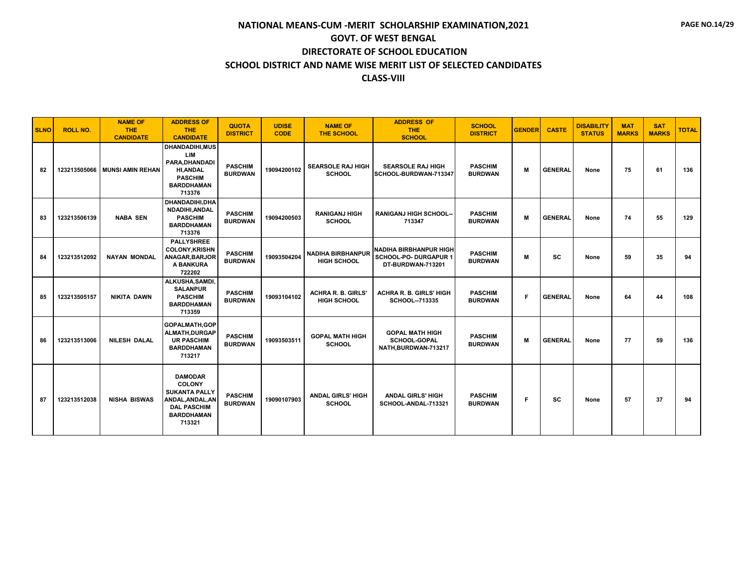# NATIONAL MEANS-CUM -MERIT SCHOLARSHIP EXAMINATION,2021

## GOVT. OF WEST BENGAL

## DIRECTORATE OF SCHOOL EDUCATION

## SCHOOL DISTRICT AND NAME WISE MERIT LIST OF SELECTED CANDIDATES

## CLASS-VIII

| SLNO | ROLL NO. | NAME OF THE CANDIDATE | ADDRESS OF THE CANDIDATE | QUOTA DISTRICT | UDISE CODE | NAME OF THE SCHOOL | ADDRESS OF THE SCHOOL | SCHOOL DISTRICT | GENDER | CASTE | DISABILITY STATUS | MAT MARKS | SAT MARKS | TOTAL |
|---|---|---|---|---|---|---|---|---|---|---|---|---|---|---|
| 82 | 123213505066 | MUNSI AMIN REHAN | DHANDADIHI,MUSLIM PARA,DHANDADIHI,ANDAL PASCHIM BARDDHAMAN 713376 | PASCHIM BURDWAN | 19094200102 | SEARSOLE RAJ HIGH SCHOOL | SEARSOLE RAJ HIGH SCHOOL-BURDWAN-713347 | PASCHIM BURDWAN | M | GENERAL | None | 75 | 61 | 136 |
| 83 | 123213506139 | NABA SEN | DHANDADIHI,DHANDADIHI,ANDAL PASCHIM BARDDHAMAN 713376 | PASCHIM BURDWAN | 19094200503 | RANIGANJ HIGH SCHOOL | RANIGANJ HIGH SCHOOL--713347 | PASCHIM BURDWAN | M | GENERAL | None | 74 | 55 | 129 |
| 84 | 123213512092 | NAYAN MONDAL | PALLYSHREE COLONY,KRISHNANAGAR,BARJORA BANKURA 722202 | PASCHIM BURDWAN | 19093504204 | NADIHA BIRBHANPUR HIGH SCHOOL | NADIHA BIRBHANPUR HIGH SCHOOL-PO- DURGAPUR 1 DT-BURDWAN-713201 | PASCHIM BURDWAN | M | SC | None | 59 | 35 | 94 |
| 85 | 123213505157 | NIKITA DAWN | ALKUSHA,SAMDI,SALANPUR PASCHIM BARDDHAMAN 713359 | PASCHIM BURDWAN | 19093104102 | ACHRA R. B. GIRLS' HIGH SCHOOL | ACHRA R. B. GIRLS' HIGH SCHOOL--713335 | PASCHIM BURDWAN | F | GENERAL | None | 64 | 44 | 108 |
| 86 | 123213513006 | NILESH DALAL | GOPALMATH,GOPALMATH,DURGAPUR PASCHIM BARDDHAMAN 713217 | PASCHIM BURDWAN | 19093503511 | GOPAL MATH HIGH SCHOOL | GOPAL MATH HIGH SCHOOL-GOPAL NATH,BURDWAN-713217 | PASCHIM BURDWAN | M | GENERAL | None | 77 | 59 | 136 |
| 87 | 123213512038 | NISHA BISWAS | DAMODAR COLONY SUKANTA PALLY ANDAL,ANDAL,ANDAL PASCHIM BARDDHAMAN 713321 | PASCHIM BURDWAN | 19090107903 | ANDAL GIRLS' HIGH SCHOOL | ANDAL GIRLS' HIGH SCHOOL-ANDAL-713321 | PASCHIM BURDWAN | F | SC | None | 57 | 37 | 94 |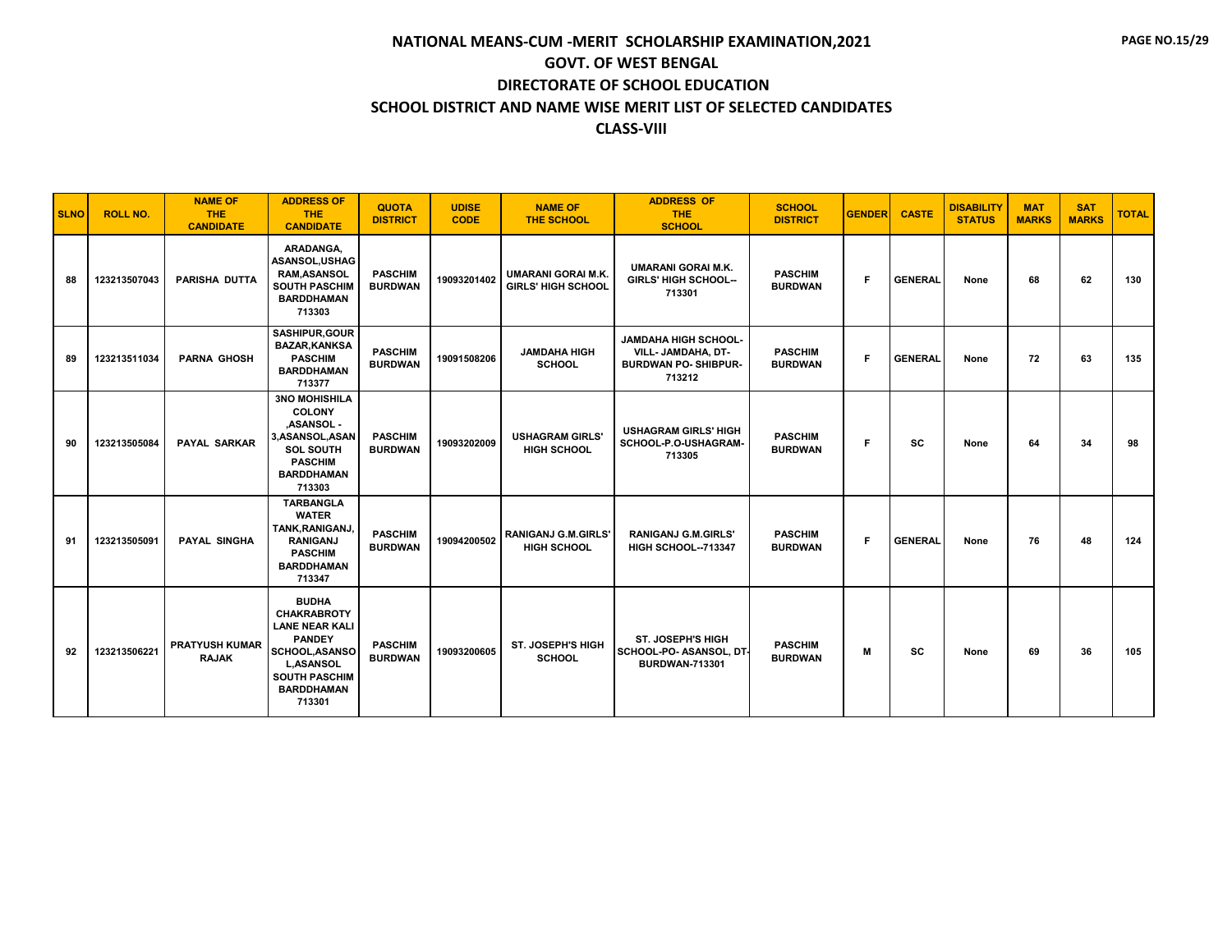# NATIONAL MEANS-CUM -MERIT SCHOLARSHIP EXAMINATION,2021

## GOVT. OF WEST BENGAL

## DIRECTORATE OF SCHOOL EDUCATION

## SCHOOL DISTRICT AND NAME WISE MERIT LIST OF SELECTED CANDIDATES

## CLASS-VIII

| SLNO | ROLL NO. | NAME OF THE CANDIDATE | ADDRESS OF THE CANDIDATE | QUOTA DISTRICT | UDISE CODE | NAME OF THE SCHOOL | ADDRESS OF THE SCHOOL | SCHOOL DISTRICT | GENDER | CASTE | DISABILITY STATUS | MAT MARKS | SAT MARKS | TOTAL |
|---|---|---|---|---|---|---|---|---|---|---|---|---|---|---|
| 88 | 123213507043 | PARISHA DUTTA | ARADANGA, ASANSOL,USHAG RAM,ASANSOL SOUTH PASCHIM BARDDHAMAN 713303 | PASCHIM BURDWAN | 19093201402 | UMARANI GORAI M.K. GIRLS' HIGH SCHOOL | UMARANI GORAI M.K. GIRLS' HIGH SCHOOL--713301 | PASCHIM BURDWAN | F | GENERAL | None | 68 | 62 | 130 |
| 89 | 123213511034 | PARNA GHOSH | SASHIPUR,GOUR BAZAR,KANKSA PASCHIM BARDDHAMAN 713377 | PASCHIM BURDWAN | 19091508206 | JAMDAHA HIGH SCHOOL | JAMDAHA HIGH SCHOOL- VILL- JAMDAHA, DT- BURDWAN PO- SHIBPUR-713212 | PASCHIM BURDWAN | F | GENERAL | None | 72 | 63 | 135 |
| 90 | 123213505084 | PAYAL SARKAR | 3NO MOHISHILA COLONY ,ASANSOL - 3,ASANSOL,ASAN SOL SOUTH PASCHIM BARDDHAMAN 713303 | PASCHIM BURDWAN | 19093202009 | USHAGRAM GIRLS' HIGH SCHOOL | USHAGRAM GIRLS' HIGH SCHOOL-P.O-USHAGRAM-713305 | PASCHIM BURDWAN | F | SC | None | 64 | 34 | 98 |
| 91 | 123213505091 | PAYAL SINGHA | TARBANGLA WATER TANK,RANIGANJ, RANIGANJ PASCHIM BARDDHAMAN 713347 | PASCHIM BURDWAN | 19094200502 | RANIGANJ G.M.GIRLS' HIGH SCHOOL | RANIGANJ G.M.GIRLS' HIGH SCHOOL--713347 | PASCHIM BURDWAN | F | GENERAL | None | 76 | 48 | 124 |
| 92 | 123213506221 | PRATYUSH KUMAR RAJAK | BUDHA CHAKRABROTY LANE NEAR KALI PANDEY SCHOOL,ASANSO L,ASANSOL SOUTH PASCHIM BARDDHAMAN 713301 | PASCHIM BURDWAN | 19093200605 | ST. JOSEPH'S HIGH SCHOOL | ST. JOSEPH'S HIGH SCHOOL-PO- ASANSOL, DT-BURDWAN-713301 | PASCHIM BURDWAN | M | SC | None | 69 | 36 | 105 |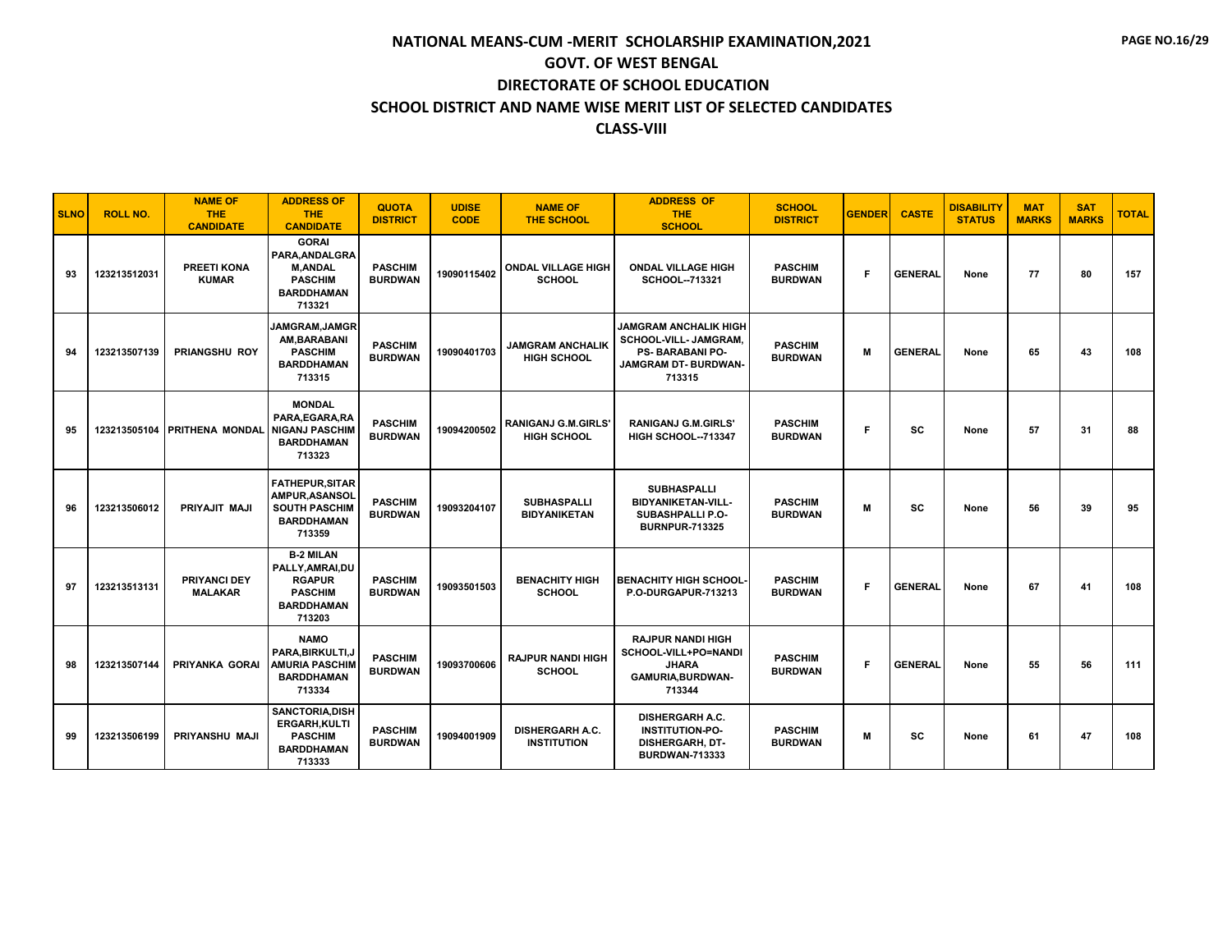# NATIONAL MEANS-CUM -MERIT SCHOLARSHIP EXAMINATION,2021
## GOVT. OF WEST BENGAL
## DIRECTORATE OF SCHOOL EDUCATION
## SCHOOL DISTRICT AND NAME WISE MERIT LIST OF SELECTED CANDIDATES
## CLASS-VIII

| SLNO | ROLL NO. | NAME OF THE CANDIDATE | ADDRESS OF THE CANDIDATE | QUOTA DISTRICT | UDISE CODE | NAME OF THE SCHOOL | ADDRESS OF THE SCHOOL | SCHOOL DISTRICT | GENDER | CASTE | DISABILITY STATUS | MAT MARKS | SAT MARKS | TOTAL |
|---|---|---|---|---|---|---|---|---|---|---|---|---|---|---|
| 93 | 123213512031 | PREETI KONA KUMAR | GORAI PARA,ANDALGRAM,ANDAL PASCHIM BARDDHAMAN 713321 | PASCHIM BURDWAN | 19090115402 | ONDAL VILLAGE HIGH SCHOOL | ONDAL VILLAGE HIGH SCHOOL--713321 | PASCHIM BURDWAN | F | GENERAL | None | 77 | 80 | 157 |
| 94 | 123213507139 | PRIANGSHU ROY | JAMGRAM,JAMGRAM,BARABANI PASCHIM BARDDHAMAN 713315 | PASCHIM BURDWAN | 19090401703 | JAMGRAM ANCHALIK HIGH SCHOOL | JAMGRAM ANCHALIK HIGH SCHOOL-VILL- JAMGRAM, PS- BARABANI PO- JAMGRAM DT- BURDWAN-713315 | PASCHIM BURDWAN | M | GENERAL | None | 65 | 43 | 108 |
| 95 | 123213505104 | PRITHENA MONDAL | MONDAL PARA,EGARA,RANIGANJ PASCHIM BARDDHAMAN 713323 | PASCHIM BURDWAN | 19094200502 | RANIGANJ G.M.GIRLS' HIGH SCHOOL | RANIGANJ G.M.GIRLS' HIGH SCHOOL--713347 | PASCHIM BURDWAN | F | SC | None | 57 | 31 | 88 |
| 96 | 123213506012 | PRIYAJIT MAJI | FATHEPUR,SITARAMPUR,ASANSOL SOUTH PASCHIM BARDDHAMAN 713359 | PASCHIM BURDWAN | 19093204107 | SUBHASPALLI BIDYANIKETAN | SUBHASPALLI BIDYANIKETAN-VILL-SUBASHPALLI P.O-BURNPUR-713325 | PASCHIM BURDWAN | M | SC | None | 56 | 39 | 95 |
| 97 | 123213513131 | PRIYANCI DEY MALAKAR | B-2 MILAN PALLY,AMRAI,DURGAPUR PASCHIM BARDDHAMAN 713203 | PASCHIM BURDWAN | 19093501503 | BENACHITY HIGH SCHOOL | BENACHITY HIGH SCHOOL-P.O-DURGAPUR-713213 | PASCHIM BURDWAN | F | GENERAL | None | 67 | 41 | 108 |
| 98 | 123213507144 | PRIYANKA GORAI | NAMO PARA,BIRKULTI,JAMURIA PASCHIM BARDDHAMAN 713334 | PASCHIM BURDWAN | 19093700606 | RAJPUR NANDI HIGH SCHOOL | RAJPUR NANDI HIGH SCHOOL-VILL+PO=NANDI JHARA GAMURIA,BURDWAN-713344 | PASCHIM BURDWAN | F | GENERAL | None | 55 | 56 | 111 |
| 99 | 123213506199 | PRIYANSHU MAJI | SANCTORIA,DISHERGARH,KULTI PASCHIM BARDDHAMAN 713333 | PASCHIM BURDWAN | 19094001909 | DISHERGARH A.C. INSTITUTION | DISHERGARH A.C. INSTITUTION-PO-DISHERGARH, DT-BURDWAN-713333 | PASCHIM BURDWAN | M | SC | None | 61 | 47 | 108 |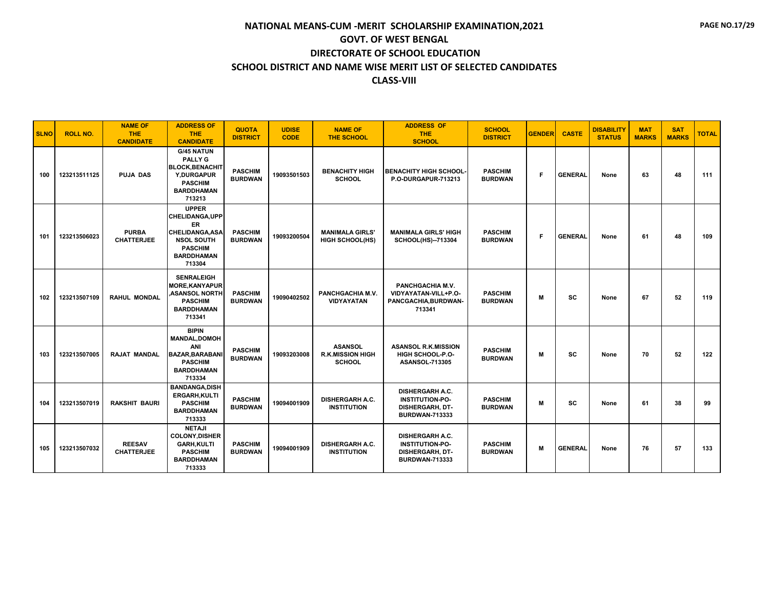# NATIONAL MEANS-CUM -MERIT SCHOLARSHIP EXAMINATION,2021
## GOVT. OF WEST BENGAL
## DIRECTORATE OF SCHOOL EDUCATION
## SCHOOL DISTRICT AND NAME WISE MERIT LIST OF SELECTED CANDIDATES
## CLASS-VIII

| SLNO | ROLL NO. | NAME OF THE CANDIDATE | ADDRESS OF THE CANDIDATE | QUOTA DISTRICT | UDISE CODE | NAME OF THE SCHOOL | ADDRESS OF THE SCHOOL | SCHOOL DISTRICT | GENDER | CASTE | DISABILITY STATUS | MAT MARKS | SAT MARKS | TOTAL |
|---|---|---|---|---|---|---|---|---|---|---|---|---|---|---|
| 100 | 123213511125 | PUJA DAS | G/45 NATUN PALLY G BLOCK,BENACHITY,DURGAPUR PASCHIM BARDDHAMAN 713213 | PASCHIM BURDWAN | 19093501503 | BENACHITY HIGH SCHOOL | BENACHITY HIGH SCHOOL-P.O-DURGAPUR-713213 | PASCHIM BURDWAN | F | GENERAL | None | 63 | 48 | 111 |
| 101 | 123213506023 | PURBA CHATTERJEE | UPPER CHELIDANGA,UPPER CHELIDANGA,ASANSOL SOUTH PASCHIM BARDDHAMAN 713304 | PASCHIM BURDWAN | 19093200504 | MANIMALA GIRLS' HIGH SCHOOL(HS) | MANIMALA GIRLS' HIGH SCHOOL(HS)--713304 | PASCHIM BURDWAN | F | GENERAL | None | 61 | 48 | 109 |
| 102 | 123213507109 | RAHUL MONDAL | SENRALEIGH MORE,KANYAPUR,ASANSOL NORTH PASCHIM BARDDHAMAN 713341 | PASCHIM BURDWAN | 19090402502 | PANCHGACHIA M.V. VIDYAYATAN | PANCHGACHIA M.V. VIDYAYATAN-VILL+P.O-PANCGACHIA,BURDWAN-713341 | PASCHIM BURDWAN | M | SC | None | 67 | 52 | 119 |
| 103 | 123213507005 | RAJAT MANDAL | BIPIN MANDAL,DOMOHANI BAZAR,BARABANI PASCHIM BARDDHAMAN 713334 | PASCHIM BURDWAN | 19093203008 | ASANSOL R.K.MISSION HIGH SCHOOL | ASANSOL R.K.MISSION HIGH SCHOOL-P.O-ASANSOL-713305 | PASCHIM BURDWAN | M | SC | None | 70 | 52 | 122 |
| 104 | 123213507019 | RAKSHIT BAURI | BANDANGA,DISHERGARH,KULTI PASCHIM BARDDHAMAN 713333 | PASCHIM BURDWAN | 19094001909 | DISHERGARH A.C. INSTITUTION | DISHERGARH A.C. INSTITUTION-PO-DISHERGARH, DT-BURDWAN-713333 | PASCHIM BURDWAN | M | SC | None | 61 | 38 | 99 |
| 105 | 123213507032 | REESAV CHATTERJEE | NETAJI COLONY,DISHERGARH,KULTI PASCHIM BARDDHAMAN 713333 | PASCHIM BURDWAN | 19094001909 | DISHERGARH A.C. INSTITUTION | DISHERGARH A.C. INSTITUTION-PO-DISHERGARH, DT-BURDWAN-713333 | PASCHIM BURDWAN | M | GENERAL | None | 76 | 57 | 133 |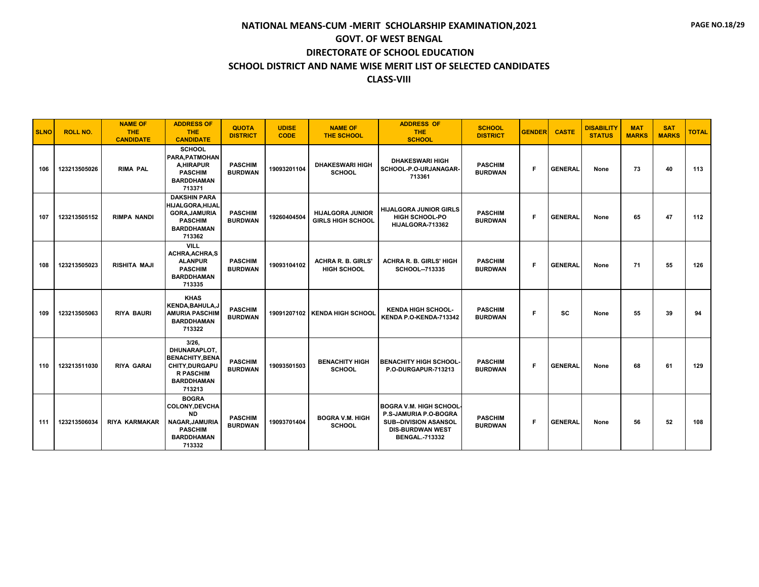# NATIONAL MEANS-CUM -MERIT SCHOLARSHIP EXAMINATION,2021

## GOVT. OF WEST BENGAL

## DIRECTORATE OF SCHOOL EDUCATION

## SCHOOL DISTRICT AND NAME WISE MERIT LIST OF SELECTED CANDIDATES

## CLASS-VIII

| SLNO | ROLL NO. | NAME OF THE CANDIDATE | ADDRESS OF THE CANDIDATE | QUOTA DISTRICT | UDISE CODE | NAME OF THE SCHOOL | ADDRESS OF THE SCHOOL | SCHOOL DISTRICT | GENDER | CASTE | DISABILITY STATUS | MAT MARKS | SAT MARKS | TOTAL |
|---|---|---|---|---|---|---|---|---|---|---|---|---|---|---|
| 106 | 123213505026 | RIMA PAL | SCHOOL PARA,PATMOHANA,HIRAPUR PASCHIM BARDDHAMAN 713371 | PASCHIM BURDWAN | 19093201104 | DHAKESWARI HIGH SCHOOL | DHAKESWARI HIGH SCHOOL-P.O-URJANAGAR-713361 | PASCHIM BURDWAN | F | GENERAL | None | 73 | 40 | 113 |
| 107 | 123213505152 | RIMPA NANDI | DAKSHIN PARA HIJALGORA,HIJALGORA,JAMURIA PASCHIM BARDDHAMAN 713362 | PASCHIM BURDWAN | 19260404504 | HIJALGORA JUNIOR GIRLS HIGH SCHOOL | HIJALGORA JUNIOR GIRLS HIGH SCHOOL-PO HIJALGORA-713362 | PASCHIM BURDWAN | F | GENERAL | None | 65 | 47 | 112 |
| 108 | 123213505023 | RISHITA MAJI | VILL ACHRA,ACHRA,SALANPUR PASCHIM BARDDHAMAN 713335 | PASCHIM BURDWAN | 19093104102 | ACHRA R. B. GIRLS' HIGH SCHOOL | ACHRA R. B. GIRLS' HIGH SCHOOL--713335 | PASCHIM BURDWAN | F | GENERAL | None | 71 | 55 | 126 |
| 109 | 123213505063 | RIYA BAURI | KHAS KENDA,BAHULA,JAMURIA PASCHIM BARDDHAMAN 713322 | PASCHIM BURDWAN | 19091207102 | KENDA HIGH SCHOOL | KENDA HIGH SCHOOL-KENDA P.O-KENDA-713342 | PASCHIM BURDWAN | F | SC | None | 55 | 39 | 94 |
| 110 | 123213511030 | RIYA GARAI | 3/26, DHUNARAPLOT, BENACHITY,BENACHITY,DURGAPUR PASCHIM BARDDHAMAN 713213 | PASCHIM BURDWAN | 19093501503 | BENACHITY HIGH SCHOOL | BENACHITY HIGH SCHOOL-P.O-DURGAPUR-713213 | PASCHIM BURDWAN | F | GENERAL | None | 68 | 61 | 129 |
| 111 | 123213506034 | RIYA KARMAKAR | BOGRA COLONY,DEVCHAND NAGAR,JAMURIA PASCHIM BARDDHAMAN 713332 | PASCHIM BURDWAN | 19093701404 | BOGRA V.M. HIGH SCHOOL | BOGRA V.M. HIGH SCHOOL-P.S-JAMURIA P.O-BOGRA SUB--DIVISION ASANSOL DIS-BURDWAN WEST BENGAL.-713332 | PASCHIM BURDWAN | F | GENERAL | None | 56 | 52 | 108 |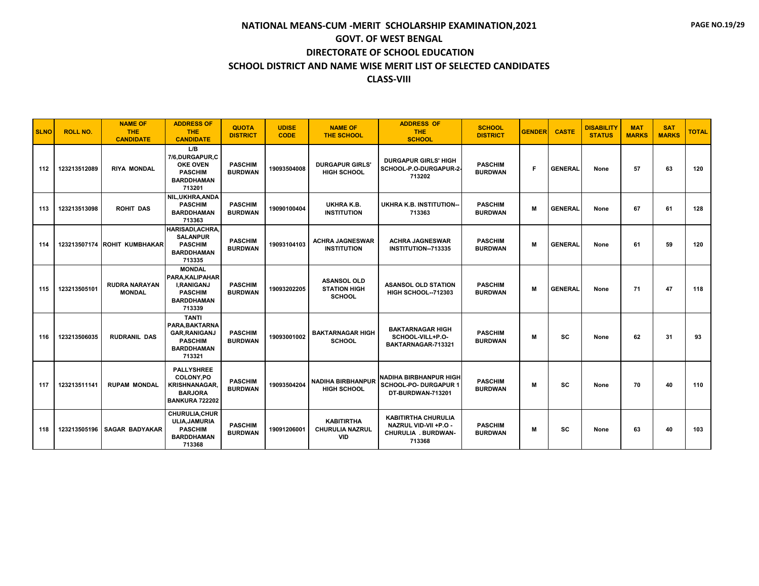# NATIONAL MEANS-CUM -MERIT SCHOLARSHIP EXAMINATION,2021

## GOVT. OF WEST BENGAL

## DIRECTORATE OF SCHOOL EDUCATION

## SCHOOL DISTRICT AND NAME WISE MERIT LIST OF SELECTED CANDIDATES

## CLASS-VIII

| SLNO | ROLL NO. | NAME OF THE CANDIDATE | ADDRESS OF THE CANDIDATE | QUOTA DISTRICT | UDISE CODE | NAME OF THE SCHOOL | ADDRESS OF THE SCHOOL | SCHOOL DISTRICT | GENDER | CASTE | DISABILITY STATUS | MAT MARKS | SAT MARKS | TOTAL |
|---|---|---|---|---|---|---|---|---|---|---|---|---|---|---|
| 112 | 123213512089 | RIYA MONDAL | L/B 7/6,DURGAPUR,C OKE OVEN PASCHIM BARDDHAMAN 713201 | PASCHIM BURDWAN | 19093504008 | DURGAPUR GIRLS' HIGH SCHOOL | DURGAPUR GIRLS' HIGH SCHOOL-P.O-DURGAPUR-2-713202 | PASCHIM BURDWAN | F | GENERAL | None | 57 | 63 | 120 |
| 113 | 123213513098 | ROHIT DAS | NIL,UKHRA,ANDA PASCHIM BARDDHAMAN 713363 | PASCHIM BURDWAN | 19090100404 | UKHRA K.B. INSTITUTION | UKHRA K.B. INSTITUTION--713363 | PASCHIM BURDWAN | M | GENERAL | None | 67 | 61 | 128 |
| 114 | 123213507174 | ROHIT KUMBHAKAR | HARISADI,ACHRA, SALANPUR PASCHIM BARDDHAMAN 713335 | PASCHIM BURDWAN | 19093104103 | ACHRA JAGNESWAR INSTITUTION | ACHRA JAGNESWAR INSTITUTION--713335 | PASCHIM BURDWAN | M | GENERAL | None | 61 | 59 | 120 |
| 115 | 123213505101 | RUDRA NARAYAN MONDAL | MONDAL PARA,KALIPAHAR I,RANIGANJ PASCHIM BARDDHAMAN 713339 | PASCHIM BURDWAN | 19093202205 | ASANSOL OLD STATION HIGH SCHOOL | ASANSOL OLD STATION HIGH SCHOOL--712303 | PASCHIM BURDWAN | M | GENERAL | None | 71 | 47 | 118 |
| 116 | 123213506035 | RUDRANIL DAS | TANTI PARA,BAKTARNA GAR,RANIGANJ PASCHIM BARDDHAMAN 713321 | PASCHIM BURDWAN | 19093001002 | BAKTARNAGAR HIGH SCHOOL | BAKTARNAGAR HIGH SCHOOL-VILL+P.O-BAKTARNAGAR-713321 | PASCHIM BURDWAN | M | SC | None | 62 | 31 | 93 |
| 117 | 123213511141 | RUPAM MONDAL | PALLYSHREE COLONY,PO KRISHNANAGAR, BARJORA BANKURA 722202 | PASCHIM BURDWAN | 19093504204 | NADIHA BIRBHANPUR HIGH SCHOOL | NADIHA BIRBHANPUR HIGH SCHOOL-PO- DURGAPUR 1 DT-BURDWAN-713201 | PASCHIM BURDWAN | M | SC | None | 70 | 40 | 110 |
| 118 | 123213505196 | SAGAR BADYAKAR | CHURULIA,CHUR ULIA,JAMURIA PASCHIM BARDDHAMAN 713368 | PASCHIM BURDWAN | 19091206001 | KABITIRTHA CHURULIA NAZRUL VID | KABITIRTHA CHURULIA NAZRUL VID-VII +P.O - CHURULIA . BURDWAN-713368 | PASCHIM BURDWAN | M | SC | None | 63 | 40 | 103 |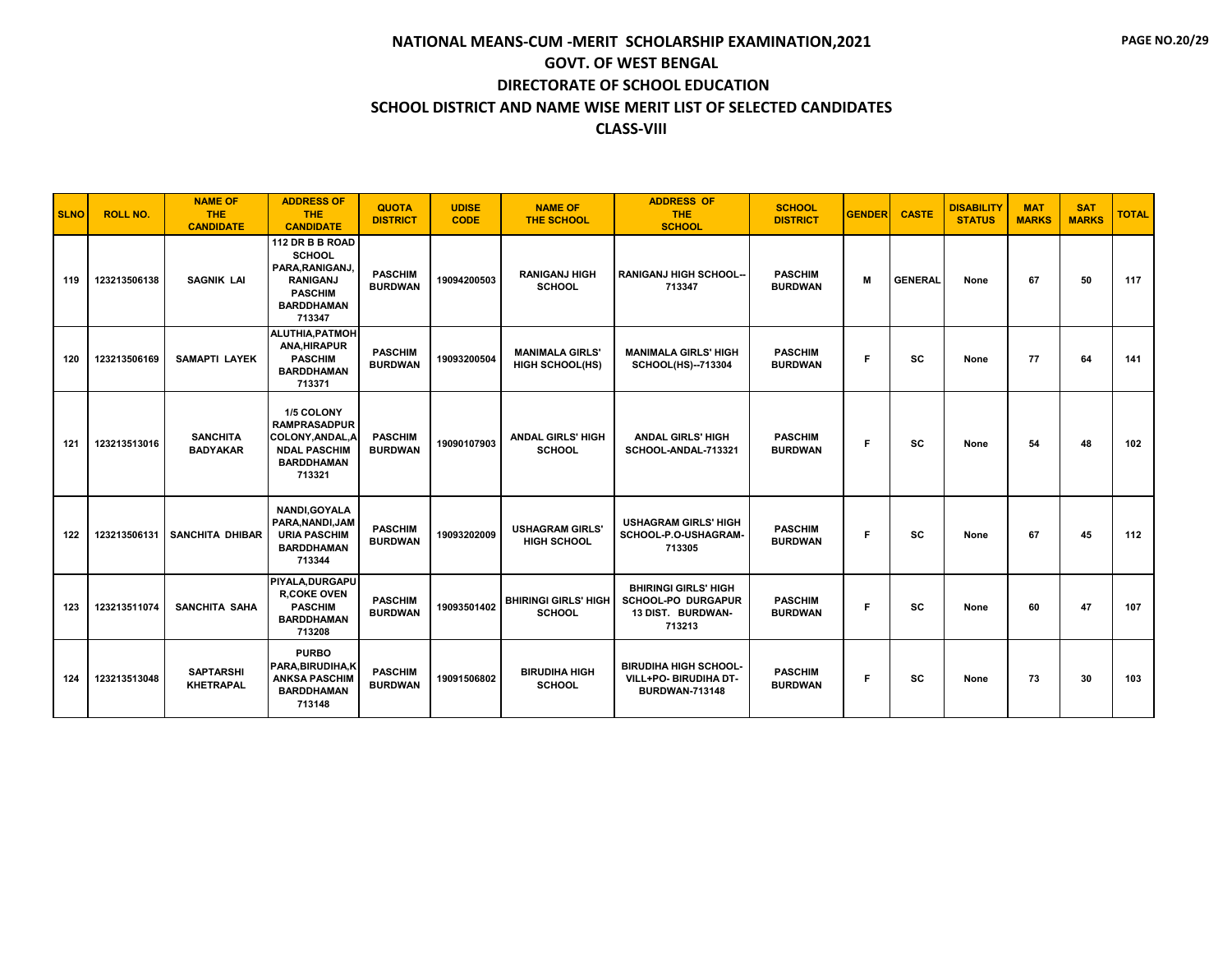# NATIONAL MEANS-CUM -MERIT SCHOLARSHIP EXAMINATION,2021

## GOVT. OF WEST BENGAL

## DIRECTORATE OF SCHOOL EDUCATION

## SCHOOL DISTRICT AND NAME WISE MERIT LIST OF SELECTED CANDIDATES

## CLASS-VIII

| SLNO | ROLL NO. | NAME OF THE CANDIDATE | ADDRESS OF THE CANDIDATE | QUOTA DISTRICT | UDISE CODE | NAME OF THE SCHOOL | ADDRESS OF THE SCHOOL | SCHOOL DISTRICT | GENDER | CASTE | DISABILITY STATUS | MAT MARKS | SAT MARKS | TOTAL |
|---|---|---|---|---|---|---|---|---|---|---|---|---|---|---|
| 119 | 123213506138 | SAGNIK LAI | 112 DR B B ROAD SCHOOL PARA,RANIGANJ, RANIGANJ PASCHIM BARDDHAMAN 713347 | PASCHIM BURDWAN | 19094200503 | RANIGANJ HIGH SCHOOL | RANIGANJ HIGH SCHOOL--713347 | PASCHIM BURDWAN | M | GENERAL | None | 67 | 50 | 117 |
| 120 | 123213506169 | SAMAPTI LAYEK | ALUTHIA,PATMOHANA,HIRAPUR PASCHIM BARDDHAMAN 713371 | PASCHIM BURDWAN | 19093200504 | MANIMALA GIRLS' HIGH SCHOOL(HS) | MANIMALA GIRLS' HIGH SCHOOL(HS)--713304 | PASCHIM BURDWAN | F | SC | None | 77 | 64 | 141 |
| 121 | 123213513016 | SANCHITA BADYAKAR | 1/5 COLONY RAMPRASADPUR COLONY,ANDAL,ANDAL PASCHIM BARDDHAMAN 713321 | PASCHIM BURDWAN | 19090107903 | ANDAL GIRLS' HIGH SCHOOL | ANDAL GIRLS' HIGH SCHOOL-ANDAL-713321 | PASCHIM BURDWAN | F | SC | None | 54 | 48 | 102 |
| 122 | 123213506131 | SANCHITA DHIBAR | NANDI,GOYALA PARA,NANDI,JAMURIA PASCHIM BARDDHAMAN 713344 | PASCHIM BURDWAN | 19093202009 | USHAGRAM GIRLS' HIGH SCHOOL | USHAGRAM GIRLS' HIGH SCHOOL-P.O-USHAGRAM-713305 | PASCHIM BURDWAN | F | SC | None | 67 | 45 | 112 |
| 123 | 123213511074 | SANCHITA SAHA | PIYALA,DURGAPUR,COKE OVEN PASCHIM BARDDHAMAN 713208 | PASCHIM BURDWAN | 19093501402 | BHIRINGI GIRLS' HIGH SCHOOL | BHIRINGI GIRLS' HIGH SCHOOL-PO DURGAPUR 13 DIST. BURDWAN-713213 | PASCHIM BURDWAN | F | SC | None | 60 | 47 | 107 |
| 124 | 123213513048 | SAPTARSHI KHETRAPAL | PURBO PARA,BIRUDIHA,KANKSA PASCHIM BARDDHAMAN 713148 | PASCHIM BURDWAN | 19091506802 | BIRUDIHA HIGH SCHOOL | BIRUDIHA HIGH SCHOOL-VILL+PO- BIRUDIHA DT-BURDWAN-713148 | PASCHIM BURDWAN | F | SC | None | 73 | 30 | 103 |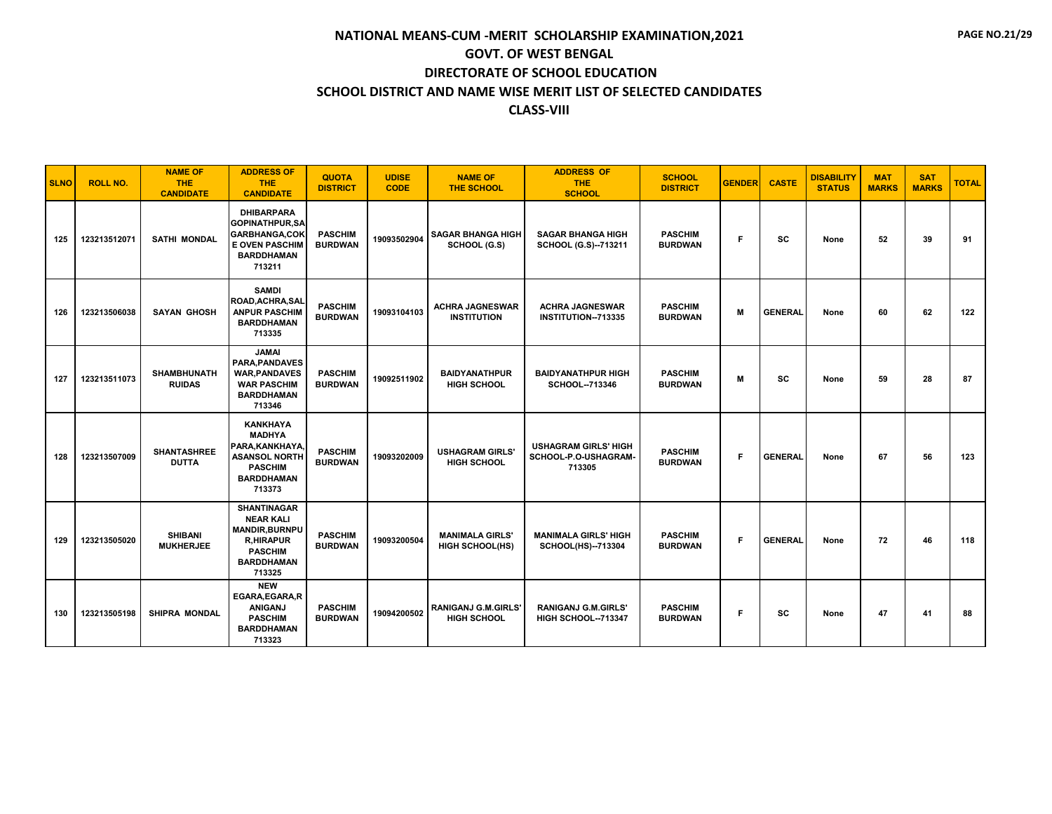# NATIONAL MEANS-CUM -MERIT SCHOLARSHIP EXAMINATION,2021
## GOVT. OF WEST BENGAL
## DIRECTORATE OF SCHOOL EDUCATION
## SCHOOL DISTRICT AND NAME WISE MERIT LIST OF SELECTED CANDIDATES
## CLASS-VIII

| SLNO | ROLL NO. | NAME OF THE CANDIDATE | ADDRESS OF THE CANDIDATE | QUOTA DISTRICT | UDISE CODE | NAME OF THE SCHOOL | ADDRESS OF THE SCHOOL | SCHOOL DISTRICT | GENDER | CASTE | DISABILITY STATUS | MAT MARKS | SAT MARKS | TOTAL |
|---|---|---|---|---|---|---|---|---|---|---|---|---|---|---|
| 125 | 123213512071 | SATHI MONDAL | DHIBARPARA GOPINATHPUR,SAGARBHANGA,COKE OVEN PASCHIM BARDDHAMAN 713211 | PASCHIM BURDWAN | 19093502904 | SAGAR BHANGA HIGH SCHOOL (G.S) | SAGAR BHANGA HIGH SCHOOL (G.S)--713211 | PASCHIM BURDWAN | F | SC | None | 52 | 39 | 91 |
| 126 | 123213506038 | SAYAN GHOSH | SAMDI ROAD,ACHRA,SALANPUR PASCHIM BARDDHAMAN 713335 | PASCHIM BURDWAN | 19093104103 | ACHRA JAGNESWAR INSTITUTION | ACHRA JAGNESWAR INSTITUTION--713335 | PASCHIM BURDWAN | M | GENERAL | None | 60 | 62 | 122 |
| 127 | 123213511073 | SHAMBHUNATH RUIDAS | JAMAI PARA,PANDAVESWAR,PANDAVESWAR PASCHIM BARDDHAMAN 713346 | PASCHIM BURDWAN | 19092511902 | BAIDYANATHPUR HIGH SCHOOL | BAIDYANATHPUR HIGH SCHOOL--713346 | PASCHIM BURDWAN | M | SC | None | 59 | 28 | 87 |
| 128 | 123213507009 | SHANTASHREE DUTTA | KANKHAYA MADHYA PARA,KANKHAYA,ASANSOL NORTH PASCHIM BARDDHAMAN 713373 | PASCHIM BURDWAN | 19093202009 | USHAGRAM GIRLS' HIGH SCHOOL | USHAGRAM GIRLS' HIGH SCHOOL-P.O-USHAGRAM-713305 | PASCHIM BURDWAN | F | GENERAL | None | 67 | 56 | 123 |
| 129 | 123213505020 | SHIBANI MUKHERJEE | SHANTINAGAR NEAR KALI MANDIR,BURNPUR,HIRAPUR PASCHIM BARDDHAMAN 713325 | PASCHIM BURDWAN | 19093200504 | MANIMALA GIRLS' HIGH SCHOOL(HS) | MANIMALA GIRLS' HIGH SCHOOL(HS)--713304 | PASCHIM BURDWAN | F | GENERAL | None | 72 | 46 | 118 |
| 130 | 123213505198 | SHIPRA MONDAL | NEW EGARA,EGARA,RANIGANJ PASCHIM BARDDHAMAN 713323 | PASCHIM BURDWAN | 19094200502 | RANIGANJ G.M.GIRLS' HIGH SCHOOL | RANIGANJ G.M.GIRLS' HIGH SCHOOL--713347 | PASCHIM BURDWAN | F | SC | None | 47 | 41 | 88 |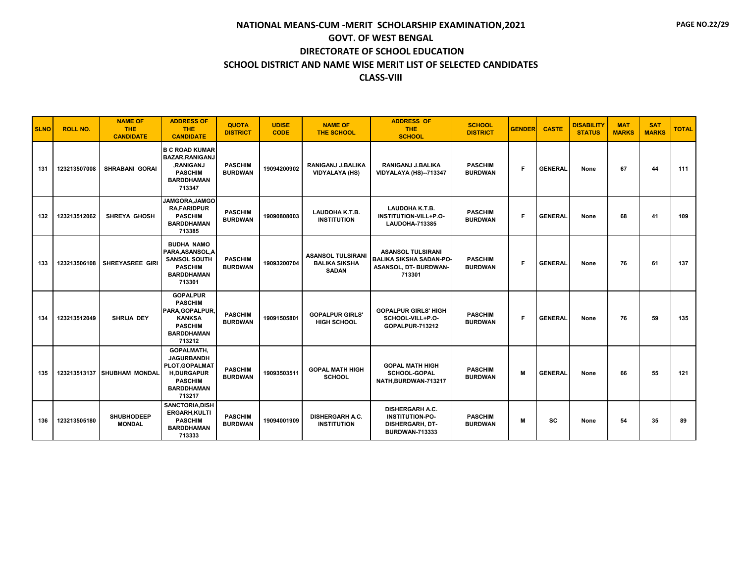# NATIONAL MEANS-CUM -MERIT SCHOLARSHIP EXAMINATION,2021

## GOVT. OF WEST BENGAL

## DIRECTORATE OF SCHOOL EDUCATION

## SCHOOL DISTRICT AND NAME WISE MERIT LIST OF SELECTED CANDIDATES

## CLASS-VIII

| SLNO | ROLL NO. | NAME OF THE CANDIDATE | ADDRESS OF THE CANDIDATE | QUOTA DISTRICT | UDISE CODE | NAME OF THE SCHOOL | ADDRESS OF THE SCHOOL | SCHOOL DISTRICT | GENDER | CASTE | DISABILITY STATUS | MAT MARKS | SAT MARKS | TOTAL |
|---|---|---|---|---|---|---|---|---|---|---|---|---|---|---|
| 131 | 123213507008 | SHRABANI GORAI | B C ROAD KUMAR BAZAR,RANIGANJ ,RANIGANJ PASCHIM BARDDHAMAN 713347 | PASCHIM BURDWAN | 19094200902 | RANIGANJ J.BALIKA VIDYALAYA (HS) | RANIGANJ J.BALIKA VIDYALAYA (HS)--713347 | PASCHIM BURDWAN | F | GENERAL | None | 67 | 44 | 111 |
| 132 | 123213512062 | SHREYA GHOSH | JAMGORA,JAMGORA,FARIDPUR PASCHIM BARDDHAMAN 713385 | PASCHIM BURDWAN | 19090808003 | LAUDOHA K.T.B. INSTITUTION | LAUDOHA K.T.B. INSTITUTION-VILL+P.O-LAUDOHA-713385 | PASCHIM BURDWAN | F | GENERAL | None | 68 | 41 | 109 |
| 133 | 123213506108 | SHREYASREE GIRI | BUDHA NAMO PARA,ASANSOL,ASANSOL SOUTH PASCHIM BARDDHAMAN 713301 | PASCHIM BURDWAN | 19093200704 | ASANSOL TULSIRANI BALIKA SIKSHA SADAN | ASANSOL TULSIRANI BALIKA SIKSHA SADAN-PO-ASANSOL, DT- BURDWAN-713301 | PASCHIM BURDWAN | F | GENERAL | None | 76 | 61 | 137 |
| 134 | 123213512049 | SHRIJA DEY | GOPALPUR PASCHIM PARA,GOPALPUR,KANKSA PASCHIM BARDDHAMAN 713212 | PASCHIM BURDWAN | 19091505801 | GOPALPUR GIRLS' HIGH SCHOOL | GOPALPUR GIRLS' HIGH SCHOOL-VILL+P.O-GOPALPUR-713212 | PASCHIM BURDWAN | F | GENERAL | None | 76 | 59 | 135 |
| 135 | 123213513137 | SHUBHAM MONDAL | GOPALMATH, JAGURBANDH PLOT,GOPALMATH,DURGAPUR PASCHIM BARDDHAMAN 713217 | PASCHIM BURDWAN | 19093503511 | GOPAL MATH HIGH SCHOOL | GOPAL MATH HIGH SCHOOL-GOPAL NATH,BURDWAN-713217 | PASCHIM BURDWAN | M | GENERAL | None | 66 | 55 | 121 |
| 136 | 123213505180 | SHUBHODEEP MONDAL | SANCTORIA,DISHERGARH,KULTI PASCHIM BARDDHAMAN 713333 | PASCHIM BURDWAN | 19094001909 | DISHERGARH A.C. INSTITUTION | DISHERGARH A.C. INSTITUTION-PO-DISHERGARH, DT-BURDWAN-713333 | PASCHIM BURDWAN | M | SC | None | 54 | 35 | 89 |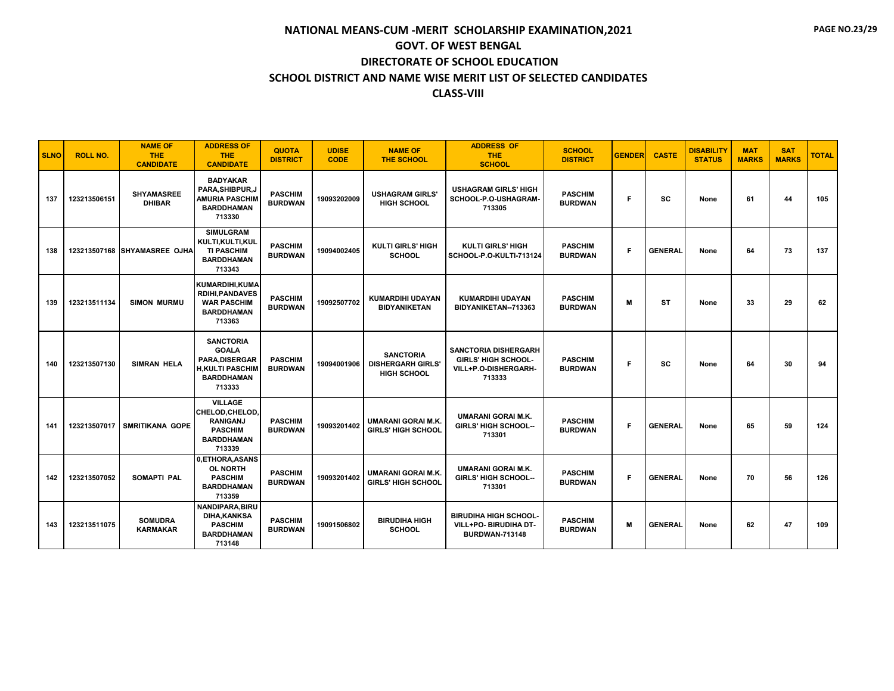# NATIONAL MEANS-CUM -MERIT SCHOLARSHIP EXAMINATION,2021

## GOVT. OF WEST BENGAL

## DIRECTORATE OF SCHOOL EDUCATION

## SCHOOL DISTRICT AND NAME WISE MERIT LIST OF SELECTED CANDIDATES

## CLASS-VIII

| SLNO | ROLL NO. | NAME OF THE CANDIDATE | ADDRESS OF THE CANDIDATE | QUOTA DISTRICT | UDISE CODE | NAME OF THE SCHOOL | ADDRESS OF THE SCHOOL | SCHOOL DISTRICT | GENDER | CASTE | DISABILITY STATUS | MAT MARKS | SAT MARKS | TOTAL |
|---|---|---|---|---|---|---|---|---|---|---|---|---|---|---|
| 137 | 123213506151 | SHYAMASREE DHIBAR | BADYAKAR PARA,SHIBPUR,JAMURIA PASCHIM BARDDHAMAN 713330 | PASCHIM BURDWAN | 19093202009 | USHAGRAM GIRLS' HIGH SCHOOL | USHAGRAM GIRLS' HIGH SCHOOL-P.O-USHAGRAM-713305 | PASCHIM BURDWAN | F | SC | None | 61 | 44 | 105 |
| 138 | 123213507168 | SHYAMASREE OJHA | SIMULGRAM KULTI,KULTI,KULTI PASCHIM BARDDHAMAN 713343 | PASCHIM BURDWAN | 19094002405 | KULTI GIRLS' HIGH SCHOOL | KULTI GIRLS' HIGH SCHOOL-P.O-KULTI-713124 | PASCHIM BURDWAN | F | GENERAL | None | 64 | 73 | 137 |
| 139 | 123213511134 | SIMON MURMU | KUMARDIHI,KUMARDIHI,PANDAVESWAR PASCHIM BARDDHAMAN 713363 | PASCHIM BURDWAN | 19092507702 | KUMARDIHI UDAYAN BIDYANIKETAN | KUMARDIHI UDAYAN BIDYANIKETAN--713363 | PASCHIM BURDWAN | M | ST | None | 33 | 29 | 62 |
| 140 | 123213507130 | SIMRAN HELA | SANCTORIA GOALA PARA,DISERGARH,KULTI PASCHIM BARDDHAMAN 713333 | PASCHIM BURDWAN | 19094001906 | SANCTORIA DISHERGARH GIRLS' HIGH SCHOOL | SANCTORIA DISHERGARH GIRLS' HIGH SCHOOL-VILL+P.O-DISHERGARH-713333 | PASCHIM BURDWAN | F | SC | None | 64 | 30 | 94 |
| 141 | 123213507017 | SMRITIKANA GOPE | VILLAGE CHELOD,CHELOD,RANIGANJ PASCHIM BARDDHAMAN 713339 | PASCHIM BURDWAN | 19093201402 | UMARANI GORAI M.K. GIRLS' HIGH SCHOOL | UMARANI GORAI M.K. GIRLS' HIGH SCHOOL--713301 | PASCHIM BURDWAN | F | GENERAL | None | 65 | 59 | 124 |
| 142 | 123213507052 | SOMAPTI PAL | 0,ETHORA,ASANSOL NORTH PASCHIM BARDDHAMAN 713359 | PASCHIM BURDWAN | 19093201402 | UMARANI GORAI M.K. GIRLS' HIGH SCHOOL | UMARANI GORAI M.K. GIRLS' HIGH SCHOOL--713301 | PASCHIM BURDWAN | F | GENERAL | None | 70 | 56 | 126 |
| 143 | 123213511075 | SOMUDRA KARMAKAR | NANDIPARA,BIRUDIHA,KANKSA PASCHIM BARDDHAMAN 713148 | PASCHIM BURDWAN | 19091506802 | BIRUDIHA HIGH SCHOOL | BIRUDIHA HIGH SCHOOL-VILL+PO- BIRUDIHA DT-BURDWAN-713148 | PASCHIM BURDWAN | M | GENERAL | None | 62 | 47 | 109 |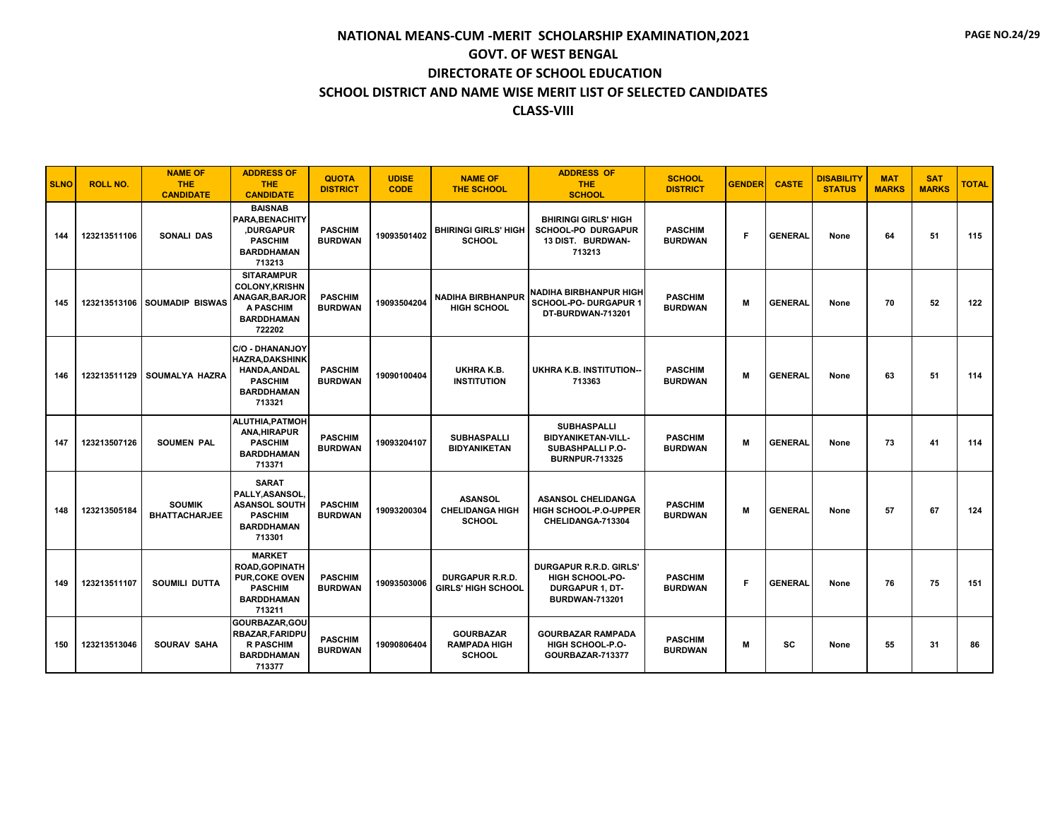# NATIONAL MEANS-CUM -MERIT SCHOLARSHIP EXAMINATION,2021

## GOVT. OF WEST BENGAL

## DIRECTORATE OF SCHOOL EDUCATION

## SCHOOL DISTRICT AND NAME WISE MERIT LIST OF SELECTED CANDIDATES

## CLASS-VIII

| SLNO | ROLL NO. | NAME OF THE CANDIDATE | ADDRESS OF THE CANDIDATE | QUOTA DISTRICT | UDISE CODE | NAME OF THE SCHOOL | ADDRESS OF THE SCHOOL | SCHOOL DISTRICT | GENDER | CASTE | DISABILITY STATUS | MAT MARKS | SAT MARKS | TOTAL |
|---|---|---|---|---|---|---|---|---|---|---|---|---|---|---|
| 144 | 123213511106 | SONALI DAS | BAISNAB PARA,BENACHITY ,DURGAPUR PASCHIM BARDDHAMAN 713213 | PASCHIM BURDWAN | 19093501402 | BHIRINGI GIRLS' HIGH SCHOOL | BHIRINGI GIRLS' HIGH SCHOOL-PO DURGAPUR 13 DIST. BURDWAN-713213 | PASCHIM BURDWAN | F | GENERAL | None | 64 | 51 | 115 |
| 145 | 123213513106 | SOUMADIP BISWAS | SITARAMPUR COLONY,KRISHNANAGAR,BARJORA PASCHIM BARDDHAMAN 722202 | PASCHIM BURDWAN | 19093504204 | NADIHA BIRBHANPUR HIGH SCHOOL | NADIHA BIRBHANPUR HIGH SCHOOL-PO- DURGAPUR 1 DT-BURDWAN-713201 | PASCHIM BURDWAN | M | GENERAL | None | 70 | 52 | 122 |
| 146 | 123213511129 | SOUMALYA HAZRA | C/O - DHANANJOY HAZRA,DAKSHINKHANDA,ANDAL PASCHIM BARDDHAMAN 713321 | PASCHIM BURDWAN | 19090100404 | UKHRA K.B. INSTITUTION | UKHRA K.B. INSTITUTION--713363 | PASCHIM BURDWAN | M | GENERAL | None | 63 | 51 | 114 |
| 147 | 123213507126 | SOUMEN PAL | ALUTHIA,PATMOHANA,HIRAPUR PASCHIM BARDDHAMAN 713371 | PASCHIM BURDWAN | 19093204107 | SUBHASPALLI BIDYANIKETAN | SUBHASPALLI BIDYANIKETAN-VILL-SUBASHPALLI P.O-BURNPUR-713325 | PASCHIM BURDWAN | M | GENERAL | None | 73 | 41 | 114 |
| 148 | 123213505184 | SOUMIK BHATTACHARJEE | SARAT PALLY,ASANSOL,ASANSOL SOUTH PASCHIM BARDDHAMAN 713301 | PASCHIM BURDWAN | 19093200304 | ASANSOL CHELIDANGA HIGH SCHOOL | ASANSOL CHELIDANGA HIGH SCHOOL-P.O-UPPER CHELIDANGA-713304 | PASCHIM BURDWAN | M | GENERAL | None | 57 | 67 | 124 |
| 149 | 123213511107 | SOUMILI DUTTA | MARKET ROAD,GOPINATHPUR,COKE OVEN PASCHIM BARDDHAMAN 713211 | PASCHIM BURDWAN | 19093503006 | DURGAPUR R.R.D. GIRLS' HIGH SCHOOL | DURGAPUR R.R.D. GIRLS' HIGH SCHOOL-PO-DURGAPUR 1, DT-BURDWAN-713201 | PASCHIM BURDWAN | F | GENERAL | None | 76 | 75 | 151 |
| 150 | 123213513046 | SOURAV SAHA | GOURBAZAR,GOURBAZAR,FARIDPUR PASCHIM BARDDHAMAN 713377 | PASCHIM BURDWAN | 19090806404 | GOURBAZAR RAMPADA HIGH SCHOOL | GOURBAZAR RAMPADA HIGH SCHOOL-P.O-GOURBAZAR-713377 | PASCHIM BURDWAN | M | SC | None | 55 | 31 | 86 |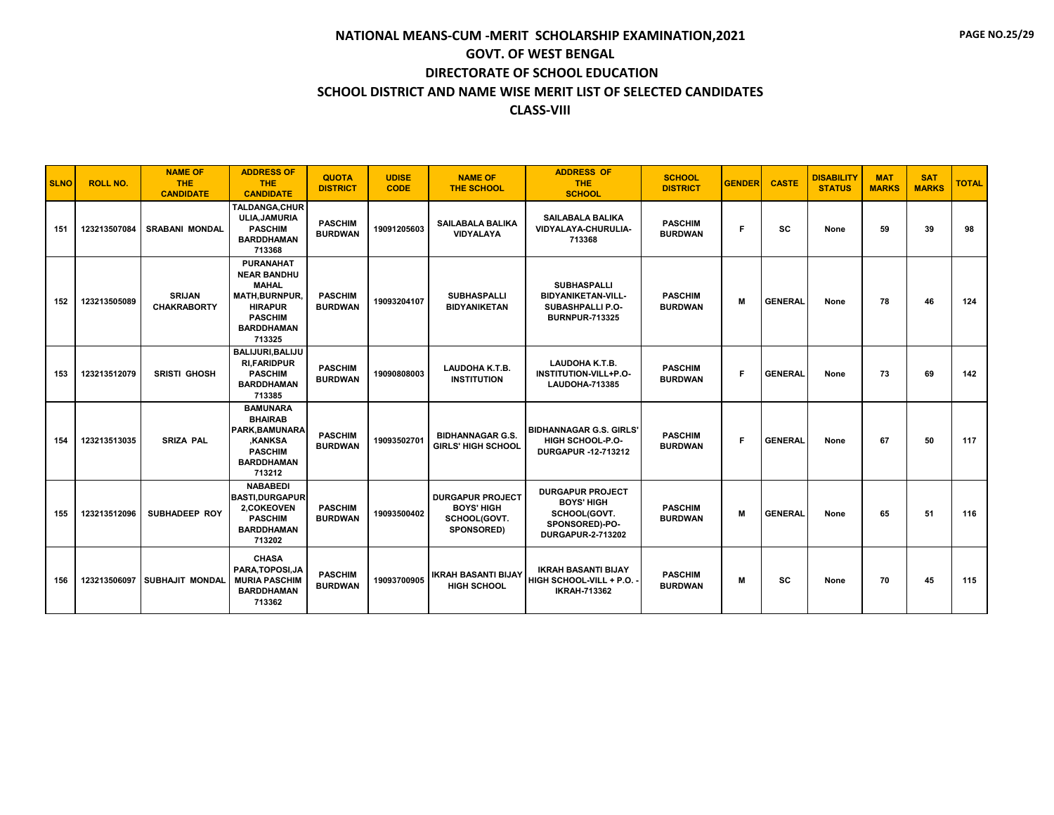# NATIONAL MEANS-CUM -MERIT SCHOLARSHIP EXAMINATION,2021

## GOVT. OF WEST BENGAL

## DIRECTORATE OF SCHOOL EDUCATION

## SCHOOL DISTRICT AND NAME WISE MERIT LIST OF SELECTED CANDIDATES

## CLASS-VIII

| SLNO | ROLL NO. | NAME OF THE CANDIDATE | ADDRESS OF THE CANDIDATE | QUOTA DISTRICT | UDISE CODE | NAME OF THE SCHOOL | ADDRESS OF THE SCHOOL | SCHOOL DISTRICT | GENDER | CASTE | DISABILITY STATUS | MAT MARKS | SAT MARKS | TOTAL |
|---|---|---|---|---|---|---|---|---|---|---|---|---|---|---|
| 151 | 123213507084 | SRABANI MONDAL | TALDANGA,CHURULIA,JAMURIA PASCHIM BARDDHAMAN 713368 | PASCHIM BURDWAN | 19091205603 | SAILABALA BALIKA VIDYALAYA | SAILABALA BALIKA VIDYALAYA-CHURULIA-713368 | PASCHIM BURDWAN | F | SC | None | 59 | 39 | 98 |
| 152 | 123213505089 | SRIJAN CHAKRABORTY | PURANAHAT NEAR BANDHU MAHAL MATH,BURNPUR,HIRAPUR PASCHIM BARDDHAMAN 713325 | PASCHIM BURDWAN | 19093204107 | SUBHASPALLI BIDYANIKETAN | SUBHASPALLI BIDYANIKETAN-VILL-SUBASHPALLI P.O-BURNPUR-713325 | PASCHIM BURDWAN | M | GENERAL | None | 78 | 46 | 124 |
| 153 | 123213512079 | SRISTI GHOSH | BALIJURI,BALIJURI,FARIDPUR PASCHIM BARDDHAMAN 713385 | PASCHIM BURDWAN | 19090808003 | LAUDOHA K.T.B. INSTITUTION | LAUDOHA K.T.B. INSTITUTION-VILL+P.O-LAUDOHA-713385 | PASCHIM BURDWAN | F | GENERAL | None | 73 | 69 | 142 |
| 154 | 123213513035 | SRIZA PAL | BAMUNARA BHAIRAB PARK,BAMUNARA,KANKSA PASCHIM BARDDHAMAN 713212 | PASCHIM BURDWAN | 19093502701 | BIDHANNAGAR G.S. GIRLS' HIGH SCHOOL | BIDHANNAGAR G.S. GIRLS' HIGH SCHOOL-P.O-DURGAPUR -12-713212 | PASCHIM BURDWAN | F | GENERAL | None | 67 | 50 | 117 |
| 155 | 123213512096 | SUBHADEEP ROY | NABABEDI BASTI,DURGAPUR 2,COKEOVEN PASCHIM BARDDHAMAN 713202 | PASCHIM BURDWAN | 19093500402 | DURGAPUR PROJECT BOYS' HIGH SCHOOL(GOVT. SPONSORED) | DURGAPUR PROJECT BOYS' HIGH SCHOOL(GOVT. SPONSORED)-PO-DURGAPUR-2-713202 | PASCHIM BURDWAN | M | GENERAL | None | 65 | 51 | 116 |
| 156 | 123213506097 | SUBHAJIT MONDAL | CHASA PARA,TOPOSI,JAMURIA PASCHIM BARDDHAMAN 713362 | PASCHIM BURDWAN | 19093700905 | IKRAH BASANTI BIJAY HIGH SCHOOL | IKRAH BASANTI BIJAY HIGH SCHOOL-VILL + P.O. -IKRAH-713362 | PASCHIM BURDWAN | M | SC | None | 70 | 45 | 115 |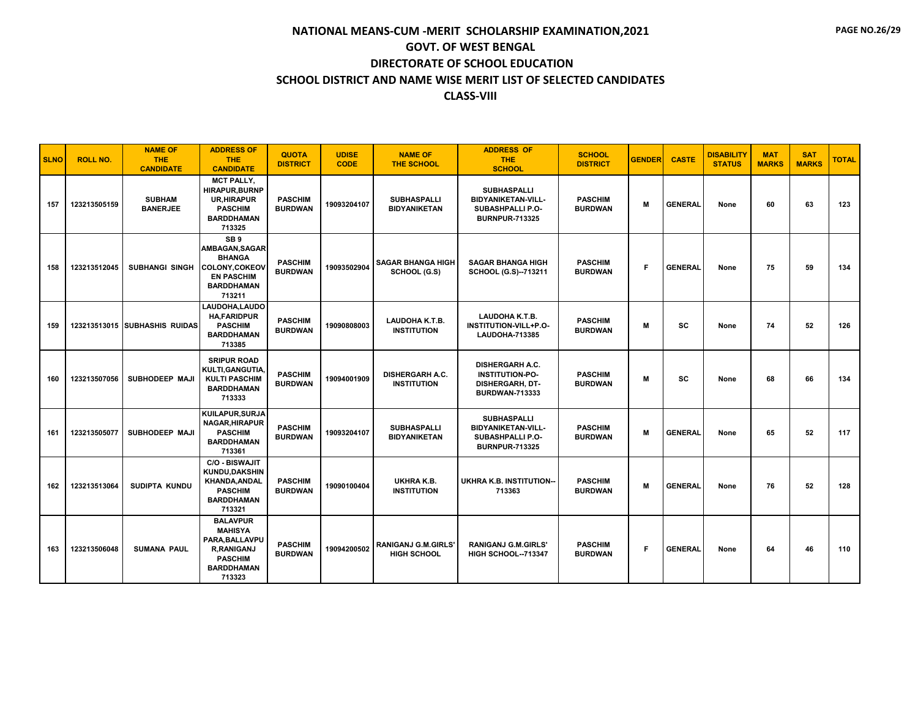# NATIONAL MEANS-CUM -MERIT SCHOLARSHIP EXAMINATION,2021

## GOVT. OF WEST BENGAL

## DIRECTORATE OF SCHOOL EDUCATION

## SCHOOL DISTRICT AND NAME WISE MERIT LIST OF SELECTED CANDIDATES

## CLASS-VIII

| SLNO | ROLL NO. | NAME OF THE CANDIDATE | ADDRESS OF THE CANDIDATE | QUOTA DISTRICT | UDISE CODE | NAME OF THE SCHOOL | ADDRESS OF THE SCHOOL | SCHOOL DISTRICT | GENDER | CASTE | DISABILITY STATUS | MAT MARKS | SAT MARKS | TOTAL |
|---|---|---|---|---|---|---|---|---|---|---|---|---|---|---|
| 157 | 123213505159 | SUBHAM BANERJEE | MCT PALLY, HIRAPUR,BURNPUR,HIRAPUR PASCHIM BARDDHAMAN 713325 | PASCHIM BURDWAN | 19093204107 | SUBHASPALLI BIDYANIKETAN | SUBHASPALLI BIDYANIKETAN-VILL-SUBASHPALLI P.O-BURNPUR-713325 | PASCHIM BURDWAN | M | GENERAL | None | 60 | 63 | 123 |
| 158 | 123213512045 | SUBHANGI SINGH | SB 9 AMBAGAN,SAGAR BHANGA COLONY,COKEOVEN PASCHIM BARDDHAMAN 713211 | PASCHIM BURDWAN | 19093502904 | SAGAR BHANGA HIGH SCHOOL (G.S) | SAGAR BHANGA HIGH SCHOOL (G.S)--713211 | PASCHIM BURDWAN | F | GENERAL | None | 75 | 59 | 134 |
| 159 | 123213513015 | SUBHASHIS RUIDAS | LAUDOHA,LAUDOHA,FARIDPUR PASCHIM BARDDHAMAN 713385 | PASCHIM BURDWAN | 19090808003 | LAUDOHA K.T.B. INSTITUTION | LAUDOHA K.T.B. INSTITUTION-VILL+P.O-LAUDOHA-713385 | PASCHIM BURDWAN | M | SC | None | 74 | 52 | 126 |
| 160 | 123213507056 | SUBHODEEP MAJI | SRIPUR ROAD KULTI,GANGUTIA,KULTI PASCHIM BARDDHAMAN 713333 | PASCHIM BURDWAN | 19094001909 | DISHERGARH A.C. INSTITUTION | DISHERGARH A.C. INSTITUTION-PO-DISHERGARH, DT-BURDWAN-713333 | PASCHIM BURDWAN | M | SC | None | 68 | 66 | 134 |
| 161 | 123213505077 | SUBHODEEP MAJI | KUILAPUR,SURJANAGAR,HIRAPUR PASCHIM BARDDHAMAN 713361 | PASCHIM BURDWAN | 19093204107 | SUBHASPALLI BIDYANIKETAN | SUBHASPALLI BIDYANIKETAN-VILL-SUBASHPALLI P.O-BURNPUR-713325 | PASCHIM BURDWAN | M | GENERAL | None | 65 | 52 | 117 |
| 162 | 123213513064 | SUDIPTA KUNDU | C/O - BISWAJIT KUNDU,DAKSHIN KHANDA,ANDAL PASCHIM BARDDHAMAN 713321 | PASCHIM BURDWAN | 19090100404 | UKHRA K.B. INSTITUTION | UKHRA K.B. INSTITUTION--713363 | PASCHIM BURDWAN | M | GENERAL | None | 76 | 52 | 128 |
| 163 | 123213506048 | SUMANA PAUL | BALAVPUR MAHISYA PARA,BALLAVPUR,RANIGANJ PASCHIM BARDDHAMAN 713323 | PASCHIM BURDWAN | 19094200502 | RANIGANJ G.M.GIRLS' HIGH SCHOOL | RANIGANJ G.M.GIRLS' HIGH SCHOOL--713347 | PASCHIM BURDWAN | F | GENERAL | None | 64 | 46 | 110 |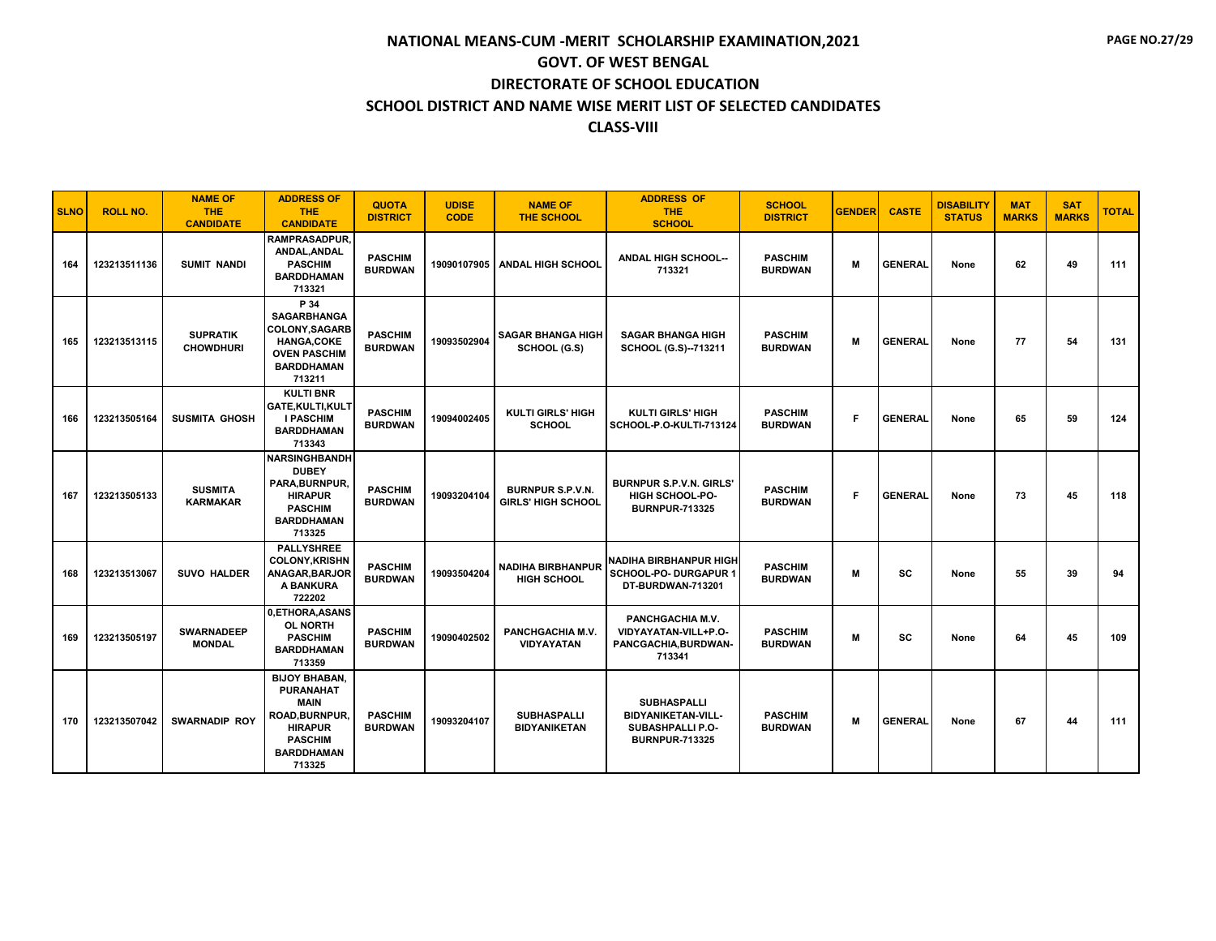# NATIONAL MEANS-CUM -MERIT SCHOLARSHIP EXAMINATION,2021
## GOVT. OF WEST BENGAL
## DIRECTORATE OF SCHOOL EDUCATION
## SCHOOL DISTRICT AND NAME WISE MERIT LIST OF SELECTED CANDIDATES
## CLASS-VIII

| SLNO | ROLL NO. | NAME OF THE CANDIDATE | ADDRESS OF THE CANDIDATE | QUOTA DISTRICT | UDISE CODE | NAME OF THE SCHOOL | ADDRESS OF THE SCHOOL | SCHOOL DISTRICT | GENDER | CASTE | DISABILITY STATUS | MAT MARKS | SAT MARKS | TOTAL |
|---|---|---|---|---|---|---|---|---|---|---|---|---|---|---|
| 164 | 123213511136 | SUMIT NANDI | RAMPRASADPUR, ANDAL,ANDAL PASCHIM BARDDHAMAN 713321 | PASCHIM BURDWAN | 19090107905 | ANDAL HIGH SCHOOL | ANDAL HIGH SCHOOL--713321 | PASCHIM BURDWAN | M | GENERAL | None | 62 | 49 | 111 |
| 165 | 123213513115 | SUPRATIK CHOWDHURI | P 34 SAGARBHANGA COLONY,SAGARBHANGA,COKE OVEN PASCHIM BARDDHAMAN 713211 | PASCHIM BURDWAN | 19093502904 | SAGAR BHANGA HIGH SCHOOL (G.S) | SAGAR BHANGA HIGH SCHOOL (G.S)--713211 | PASCHIM BURDWAN | M | GENERAL | None | 77 | 54 | 131 |
| 166 | 123213505164 | SUSMITA GHOSH | KULTI BNR GATE,KULTI,KULTI PASCHIM BARDDHAMAN 713343 | PASCHIM BURDWAN | 19094002405 | KULTI GIRLS' HIGH SCHOOL | KULTI GIRLS' HIGH SCHOOL-P.O-KULTI-713124 | PASCHIM BURDWAN | F | GENERAL | None | 65 | 59 | 124 |
| 167 | 123213505133 | SUSMITA KARMAKAR | NARSINGHBANDH DUBEY PARA,BURNPUR, HIRAPUR PASCHIM BARDDHAMAN 713325 | PASCHIM BURDWAN | 19093204104 | BURNPUR S.P.V.N. GIRLS' HIGH SCHOOL | BURNPUR S.P.V.N. GIRLS' HIGH SCHOOL-PO-BURNPUR-713325 | PASCHIM BURDWAN | F | GENERAL | None | 73 | 45 | 118 |
| 168 | 123213513067 | SUVO HALDER | PALLYSHREE COLONY,KRISHNANAGAR,BARJORA BANKURA 722202 | PASCHIM BURDWAN | 19093504204 | NADIHA BIRBHANPUR HIGH SCHOOL | NADIHA BIRBHANPUR HIGH SCHOOL-PO- DURGAPUR 1 DT-BURDWAN-713201 | PASCHIM BURDWAN | M | SC | None | 55 | 39 | 94 |
| 169 | 123213505197 | SWARNADEEP MONDAL | 0,ETHORA,ASANSOL NORTH PASCHIM BARDDHAMAN 713359 | PASCHIM BURDWAN | 19090402502 | PANCHGACHIA M.V. VIDYAYATAN | PANCHGACHIA M.V. VIDYAYATAN-VILL+P.O-PANCGACHIA,BURDWAN-713341 | PASCHIM BURDWAN | M | SC | None | 64 | 45 | 109 |
| 170 | 123213507042 | SWARNADIP ROY | BIJOY BHABAN, PURANAHAT MAIN ROAD,BURNPUR, HIRAPUR PASCHIM BARDDHAMAN 713325 | PASCHIM BURDWAN | 19093204107 | SUBHASPALLI BIDYANIKETAN | SUBHASPALLI BIDYANIKETAN-VILL-SUBASHPALLI P.O-BURNPUR-713325 | PASCHIM BURDWAN | M | GENERAL | None | 67 | 44 | 111 |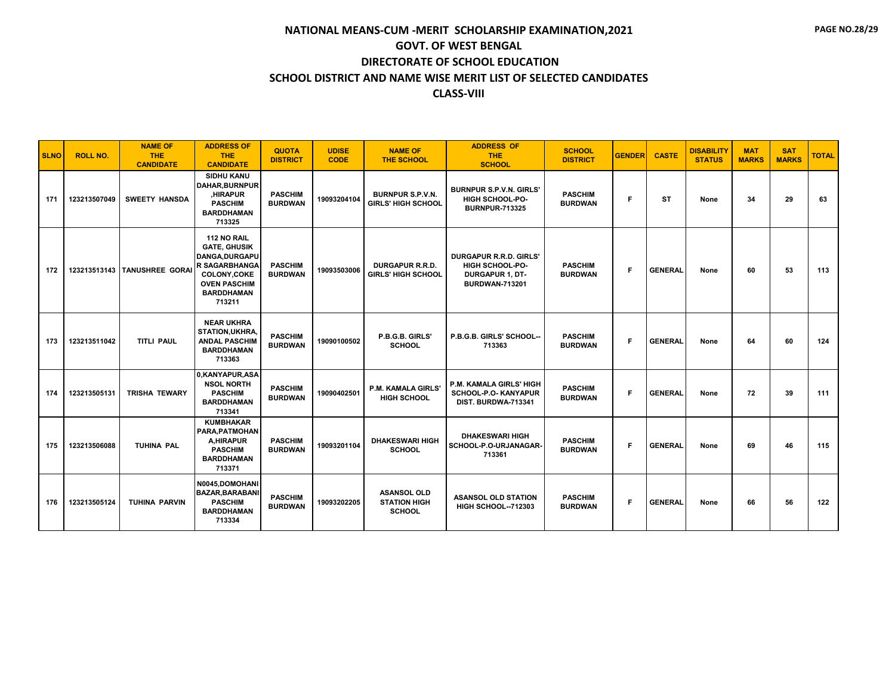# NATIONAL MEANS-CUM -MERIT SCHOLARSHIP EXAMINATION,2021
## GOVT. OF WEST BENGAL
## DIRECTORATE OF SCHOOL EDUCATION
## SCHOOL DISTRICT AND NAME WISE MERIT LIST OF SELECTED CANDIDATES
## CLASS-VIII

| SLNO | ROLL NO. | NAME OF THE CANDIDATE | ADDRESS OF THE CANDIDATE | QUOTA DISTRICT | UDISE CODE | NAME OF THE SCHOOL | ADDRESS OF THE SCHOOL | SCHOOL DISTRICT | GENDER | CASTE | DISABILITY STATUS | MAT MARKS | SAT MARKS | TOTAL |
|---|---|---|---|---|---|---|---|---|---|---|---|---|---|---|
| 171 | 123213507049 | SWEETY HANSDA | SIDHU KANU DAHAR,BURNPUR ,HIRAPUR PASCHIM BARDDHAMAN 713325 | PASCHIM BURDWAN | 19093204104 | BURNPUR S.P.V.N. GIRLS' HIGH SCHOOL | BURNPUR S.P.V.N. GIRLS' HIGH SCHOOL-PO-BURNPUR-713325 | PASCHIM BURDWAN | F | ST | None | 34 | 29 | 63 |
| 172 | 123213513143 | TANUSHREE GORAI | 112 NO RAIL GATE, GHUSIK DANGA,DURGAPUR SAGARBHANGA COLONY,COKE OVEN PASCHIM BARDDHAMAN 713211 | PASCHIM BURDWAN | 19093503006 | DURGAPUR R.R.D. GIRLS' HIGH SCHOOL | DURGAPUR R.R.D. GIRLS' HIGH SCHOOL-PO-DURGAPUR 1, DT-BURDWAN-713201 | PASCHIM BURDWAN | F | GENERAL | None | 60 | 53 | 113 |
| 173 | 123213511042 | TITLI PAUL | NEAR UKHRA STATION,UKHRA, ANDAL PASCHIM BARDDHAMAN 713363 | PASCHIM BURDWAN | 19090100502 | P.B.G.B. GIRLS' SCHOOL | P.B.G.B. GIRLS' SCHOOL--713363 | PASCHIM BURDWAN | F | GENERAL | None | 64 | 60 | 124 |
| 174 | 123213505131 | TRISHA TEWARY | 0,KANYAPUR,ASANSOL NORTH PASCHIM BARDDHAMAN 713341 | PASCHIM BURDWAN | 19090402501 | P.M. KAMALA GIRLS' HIGH SCHOOL | P.M. KAMALA GIRLS' HIGH SCHOOL-P.O- KANYAPUR DIST. BURDWA-713341 | PASCHIM BURDWAN | F | GENERAL | None | 72 | 39 | 111 |
| 175 | 123213506088 | TUHINA PAL | KUMBHAKAR PARA,PATMOHANA,HIRAPUR PASCHIM BARDDHAMAN 713371 | PASCHIM BURDWAN | 19093201104 | DHAKESWARI HIGH SCHOOL | DHAKESWARI HIGH SCHOOL-P.O-URJANAGAR-713361 | PASCHIM BURDWAN | F | GENERAL | None | 69 | 46 | 115 |
| 176 | 123213505124 | TUHINA PARVIN | N0045,DOMOHANI BAZAR,BARABANI PASCHIM BARDDHAMAN 713334 | PASCHIM BURDWAN | 19093202205 | ASANSOL OLD STATION HIGH SCHOOL | ASANSOL OLD STATION HIGH SCHOOL--712303 | PASCHIM BURDWAN | F | GENERAL | None | 66 | 56 | 122 |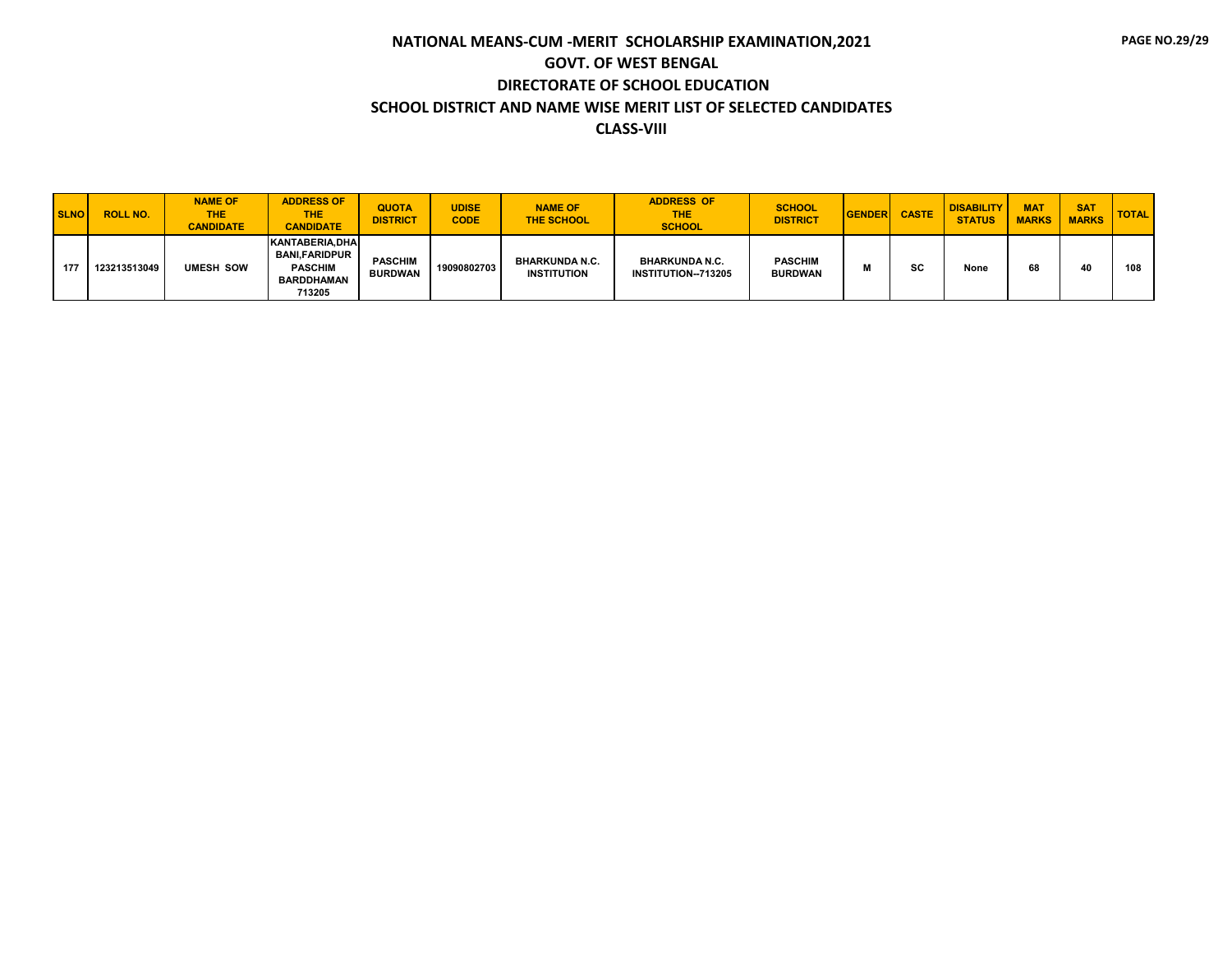# NATIONAL MEANS-CUM -MERIT SCHOLARSHIP EXAMINATION,2021

## GOVT. OF WEST BENGAL

## DIRECTORATE OF SCHOOL EDUCATION

## SCHOOL DISTRICT AND NAME WISE MERIT LIST OF SELECTED CANDIDATES

## CLASS-VIII

| SLNO | ROLL NO. | NAME OF THE CANDIDATE | ADDRESS OF THE CANDIDATE | QUOTA DISTRICT | UDISE CODE | NAME OF THE SCHOOL | ADDRESS OF THE SCHOOL | SCHOOL DISTRICT | GENDER | CASTE | DISABILITY STATUS | MAT MARKS | SAT MARKS | TOTAL |
|---|---|---|---|---|---|---|---|---|---|---|---|---|---|---|
| 177 | 123213513049 | UMESH SOW | KANTABERIA,DHABANI,FARIDPUR PASCHIM BARDDHAMAN 713205 | PASCHIM BURDWAN | 19090802703 | BHARKUNDA N.C. INSTITUTION | BHARKUNDA N.C. INSTITUTION--713205 | PASCHIM BURDWAN | M | SC | None | 68 | 40 | 108 |